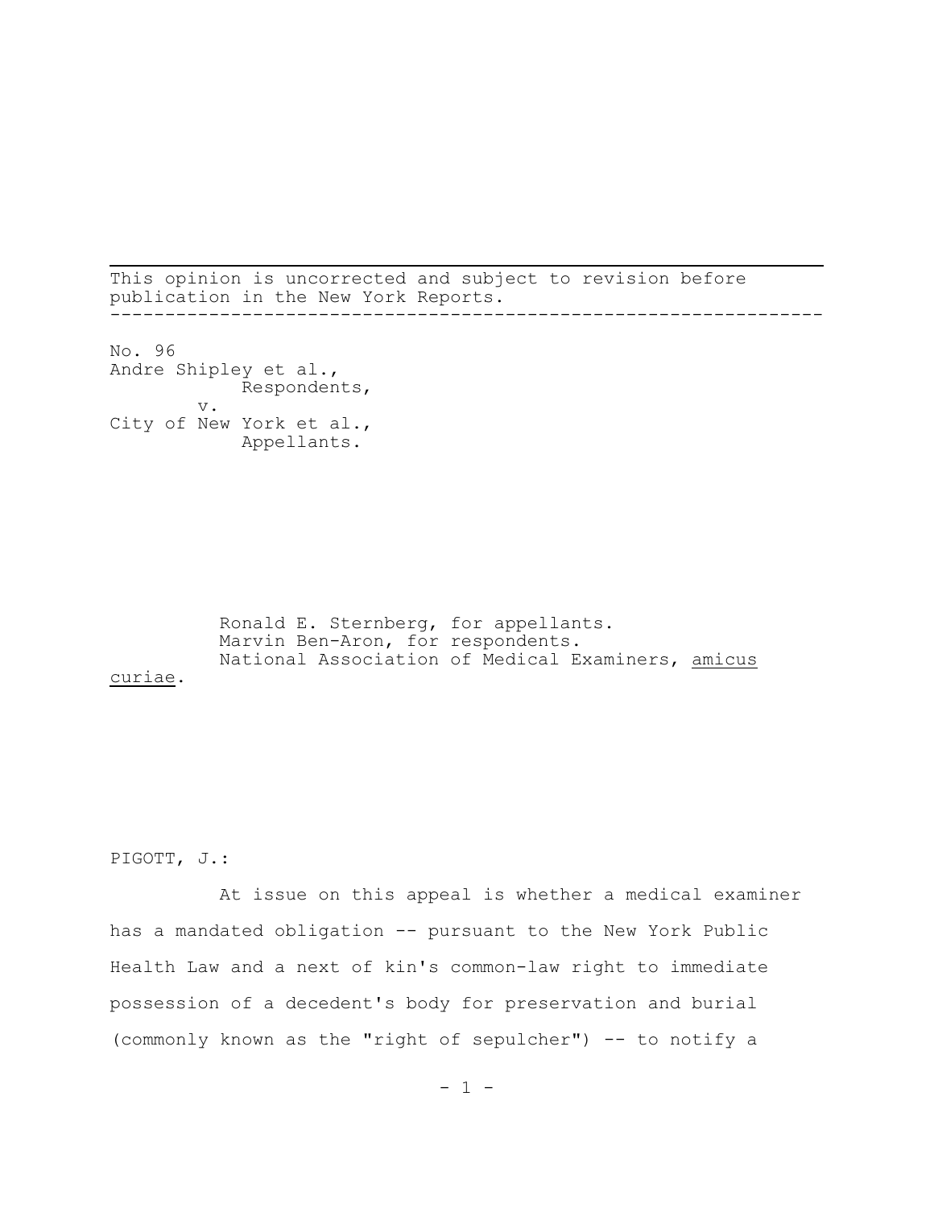This opinion is uncorrected and subject to revision before publication in the New York Reports.

---

No. 96
Andre Shipley et al.,
Respondents,
v.
City of New York et al.,
Appellants.

Ronald E. Sternberg, for appellants.
Marvin Ben-Aron, for respondents.
National Association of Medical Examiners, *amicus curiae*.

PIGOTT, J.:

At issue on this appeal is whether a medical examiner has a mandated obligation -- pursuant to the New York Public Health Law and a next of kin's common-law right to immediate possession of a decedent's body for preservation and burial (commonly known as the "right of sepulcher") -- to notify a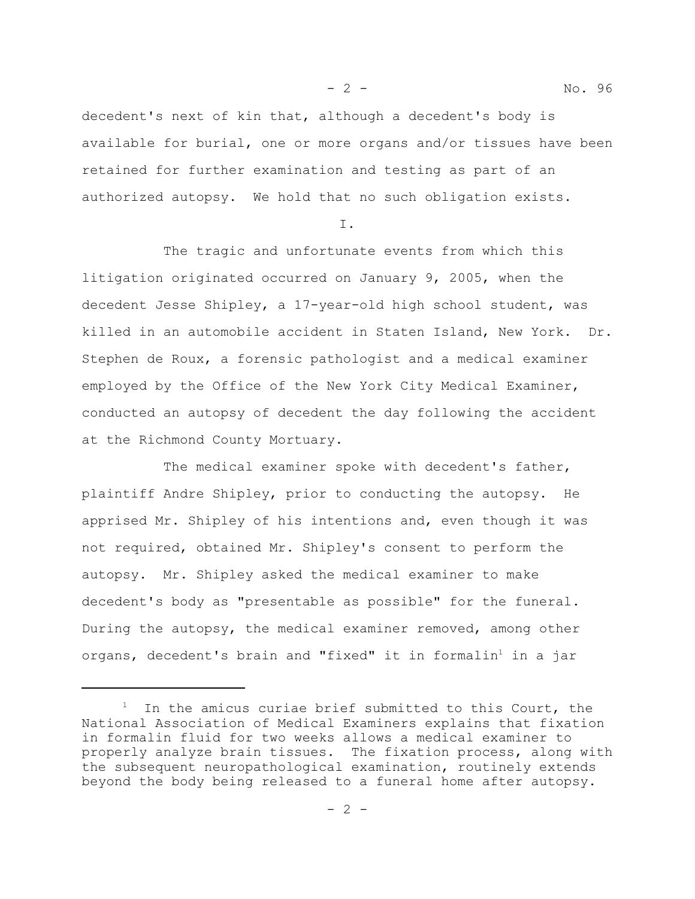decedent's next of kin that, although a decedent's body is available for burial, one or more organs and/or tissues have been retained for further examination and testing as part of an authorized autopsy. We hold that no such obligation exists.

I.

The tragic and unfortunate events from which this litigation originated occurred on January 9, 2005, when the decedent Jesse Shipley, a 17-year-old high school student, was killed in an automobile accident in Staten Island, New York. Dr. Stephen de Roux, a forensic pathologist and a medical examiner employed by the Office of the New York City Medical Examiner, conducted an autopsy of decedent the day following the accident at the Richmond County Mortuary.

The medical examiner spoke with decedent's father, plaintiff Andre Shipley, prior to conducting the autopsy. He apprised Mr. Shipley of his intentions and, even though it was not required, obtained Mr. Shipley's consent to perform the autopsy. Mr. Shipley asked the medical examiner to make decedent's body as "presentable as possible" for the funeral. During the autopsy, the medical examiner removed, among other organs, decedent's brain and "fixed" it in formalin[1] in a jar

---

[1] In the amicus curiae brief submitted to this Court, the National Association of Medical Examiners explains that fixation in formalin fluid for two weeks allows a medical examiner to properly analyze brain tissues. The fixation process, along with the subsequent neuropathological examination, routinely extends beyond the body being released to a funeral home after autopsy.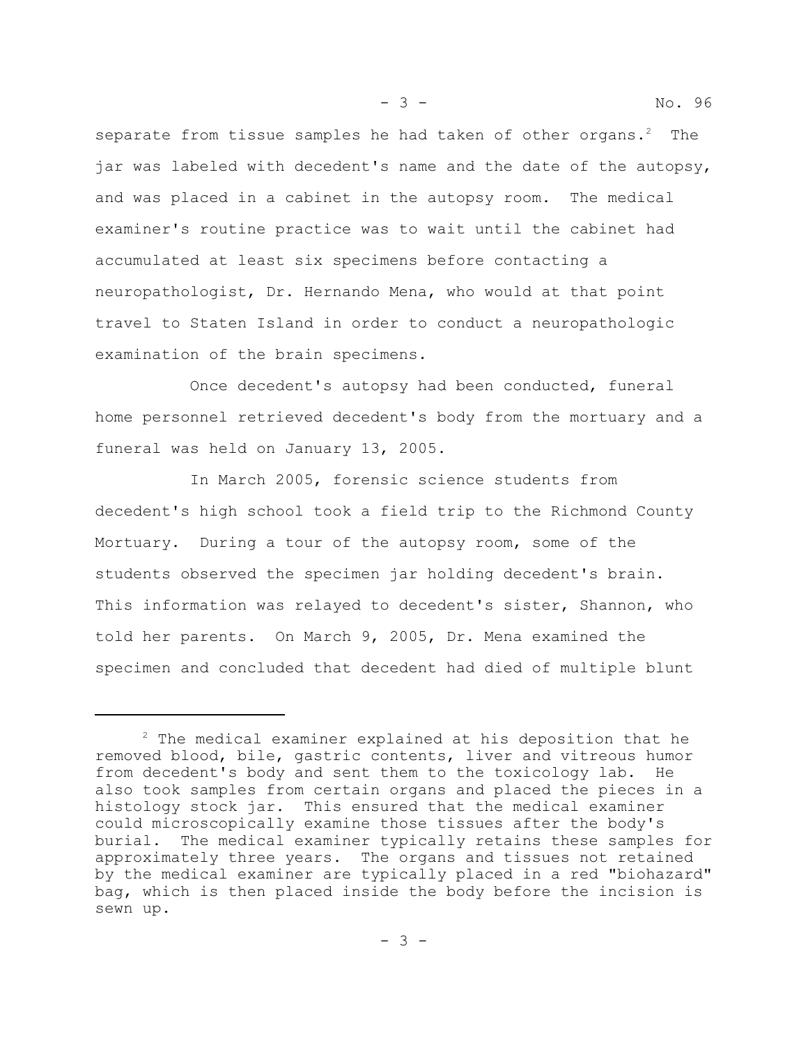separate from tissue samples he had taken of other organs.[2] The jar was labeled with decedent's name and the date of the autopsy, and was placed in a cabinet in the autopsy room. The medical examiner's routine practice was to wait until the cabinet had accumulated at least six specimens before contacting a neuropathologist, Dr. Hernando Mena, who would at that point travel to Staten Island in order to conduct a neuropathologic examination of the brain specimens.

Once decedent's autopsy had been conducted, funeral home personnel retrieved decedent's body from the mortuary and a funeral was held on January 13, 2005.

In March 2005, forensic science students from decedent's high school took a field trip to the Richmond County Mortuary. During a tour of the autopsy room, some of the students observed the specimen jar holding decedent's brain. This information was relayed to decedent's sister, Shannon, who told her parents. On March 9, 2005, Dr. Mena examined the specimen and concluded that decedent had died of multiple blunt

---

[2] The medical examiner explained at his deposition that he removed blood, bile, gastric contents, liver and vitreous humor from decedent's body and sent them to the toxicology lab. He also took samples from certain organs and placed the pieces in a histology stock jar. This ensured that the medical examiner could microscopically examine those tissues after the body's burial. The medical examiner typically retains these samples for approximately three years. The organs and tissues not retained by the medical examiner are typically placed in a red "biohazard" bag, which is then placed inside the body before the incision is sewn up.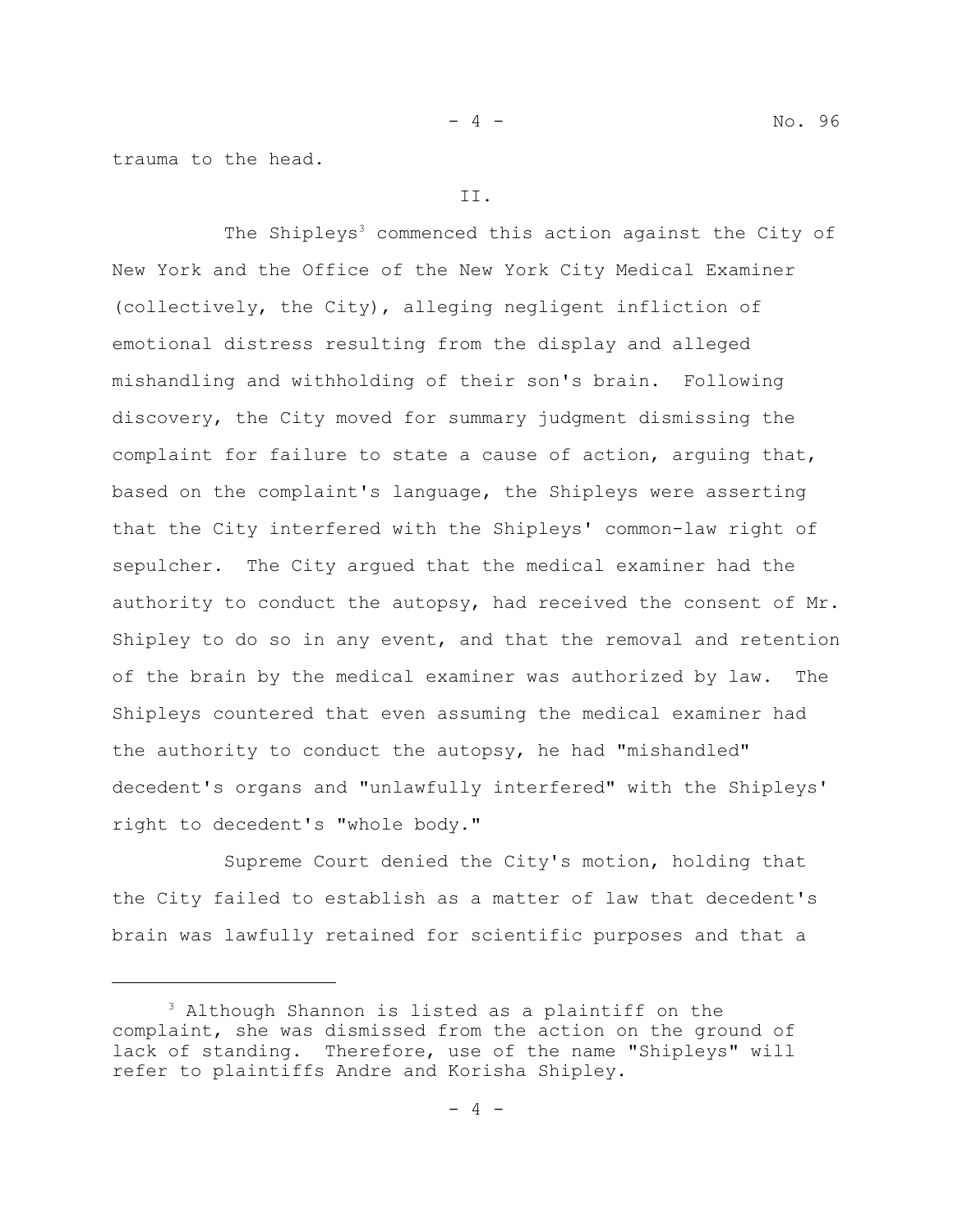trauma to the head.

II.

The Shipleys[3] commenced this action against the City of New York and the Office of the New York City Medical Examiner (collectively, the City), alleging negligent infliction of emotional distress resulting from the display and alleged mishandling and withholding of their son's brain. Following discovery, the City moved for summary judgment dismissing the complaint for failure to state a cause of action, arguing that, based on the complaint's language, the Shipleys were asserting that the City interfered with the Shipleys' common-law right of sepulcher. The City argued that the medical examiner had the authority to conduct the autopsy, had received the consent of Mr. Shipley to do so in any event, and that the removal and retention of the brain by the medical examiner was authorized by law. The Shipleys countered that even assuming the medical examiner had the authority to conduct the autopsy, he had "mishandled" decedent's organs and "unlawfully interfered" with the Shipleys' right to decedent's "whole body."

Supreme Court denied the City's motion, holding that the City failed to establish as a matter of law that decedent's brain was lawfully retained for scientific purposes and that a

---

[3] Although Shannon is listed as a plaintiff on the complaint, she was dismissed from the action on the ground of lack of standing. Therefore, use of the name "Shipleys" will refer to plaintiffs Andre and Korisha Shipley.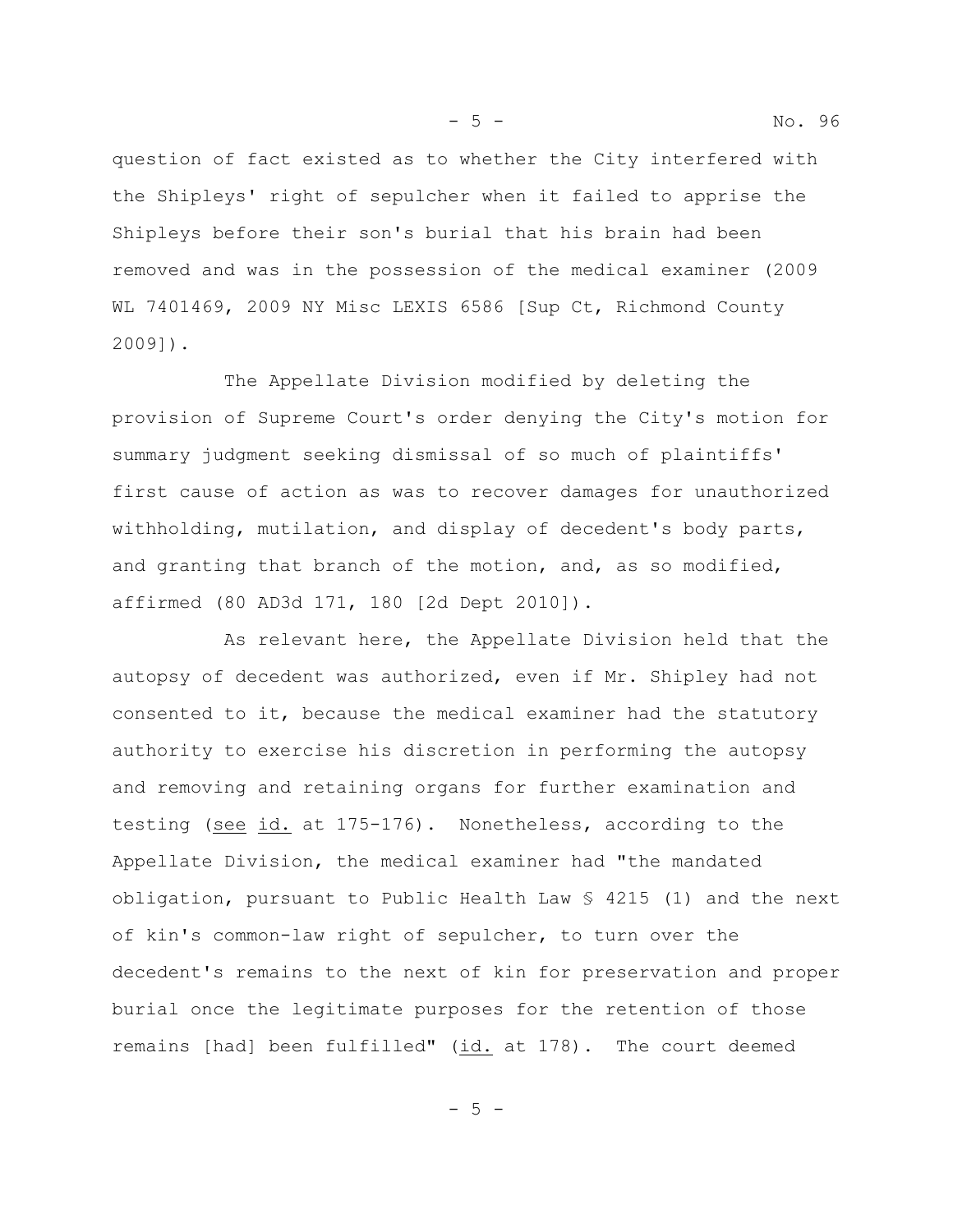question of fact existed as to whether the City interfered with the Shipleys' right of sepulcher when it failed to apprise the Shipleys before their son's burial that his brain had been removed and was in the possession of the medical examiner (2009 WL 7401469, 2009 NY Misc LEXIS 6586 [Sup Ct, Richmond County 2009]).

The Appellate Division modified by deleting the provision of Supreme Court's order denying the City's motion for summary judgment seeking dismissal of so much of plaintiffs' first cause of action as was to recover damages for unauthorized withholding, mutilation, and display of decedent's body parts, and granting that branch of the motion, and, as so modified, affirmed (80 AD3d 171, 180 [2d Dept 2010]).

As relevant here, the Appellate Division held that the autopsy of decedent was authorized, even if Mr. Shipley had not consented to it, because the medical examiner had the statutory authority to exercise his discretion in performing the autopsy and removing and retaining organs for further examination and testing (see id. at 175-176). Nonetheless, according to the Appellate Division, the medical examiner had "the mandated obligation, pursuant to Public Health Law § 4215 (1) and the next of kin's common-law right of sepulcher, to turn over the decedent's remains to the next of kin for preservation and proper burial once the legitimate purposes for the retention of those remains [had] been fulfilled" (id. at 178). The court deemed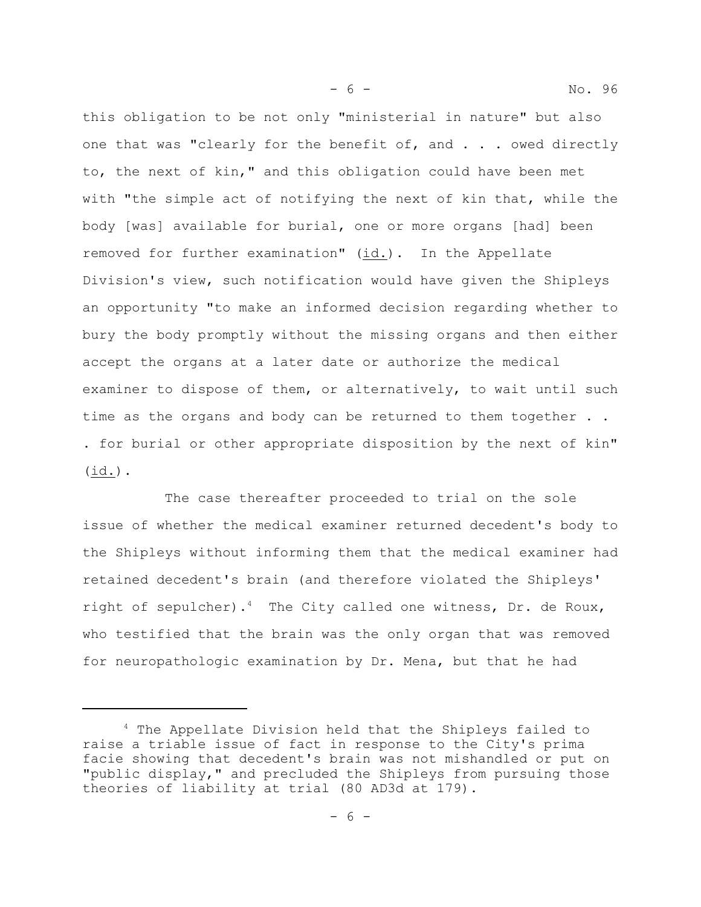this obligation to be not only "ministerial in nature" but also one that was "clearly for the benefit of, and . . . owed directly to, the next of kin," and this obligation could have been met with "the simple act of notifying the next of kin that, while the body [was] available for burial, one or more organs [had] been removed for further examination" (id.). In the Appellate Division's view, such notification would have given the Shipleys an opportunity "to make an informed decision regarding whether to bury the body promptly without the missing organs and then either accept the organs at a later date or authorize the medical examiner to dispose of them, or alternatively, to wait until such time as the organs and body can be returned to them together . . . for burial or other appropriate disposition by the next of kin" (id.).

The case thereafter proceeded to trial on the sole issue of whether the medical examiner returned decedent's body to the Shipleys without informing them that the medical examiner had retained decedent's brain (and therefore violated the Shipleys' right of sepulcher).[4] The City called one witness, Dr. de Roux, who testified that the brain was the only organ that was removed for neuropathologic examination by Dr. Mena, but that he had

---

[4] The Appellate Division held that the Shipleys failed to raise a triable issue of fact in response to the City's prima facie showing that decedent's brain was not mishandled or put on "public display," and precluded the Shipleys from pursuing those theories of liability at trial (80 AD3d at 179).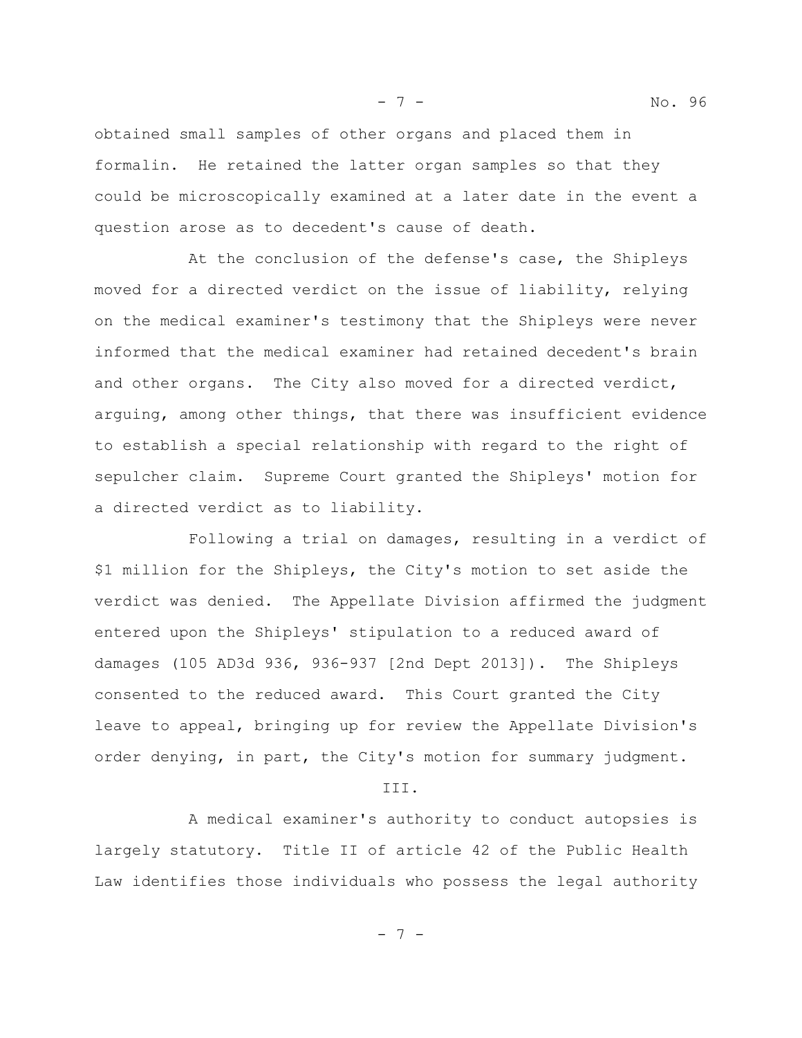obtained small samples of other organs and placed them in formalin. He retained the latter organ samples so that they could be microscopically examined at a later date in the event a question arose as to decedent's cause of death.

At the conclusion of the defense's case, the Shipleys moved for a directed verdict on the issue of liability, relying on the medical examiner's testimony that the Shipleys were never informed that the medical examiner had retained decedent's brain and other organs. The City also moved for a directed verdict, arguing, among other things, that there was insufficient evidence to establish a special relationship with regard to the right of sepulcher claim. Supreme Court granted the Shipleys' motion for a directed verdict as to liability.

Following a trial on damages, resulting in a verdict of $1 million for the Shipleys, the City's motion to set aside the verdict was denied. The Appellate Division affirmed the judgment entered upon the Shipleys' stipulation to a reduced award of damages (105 AD3d 936, 936-937 [2nd Dept 2013]). The Shipleys consented to the reduced award. This Court granted the City leave to appeal, bringing up for review the Appellate Division's order denying, in part, the City's motion for summary judgment.

## III.

A medical examiner's authority to conduct autopsies is largely statutory. Title II of article 42 of the Public Health Law identifies those individuals who possess the legal authority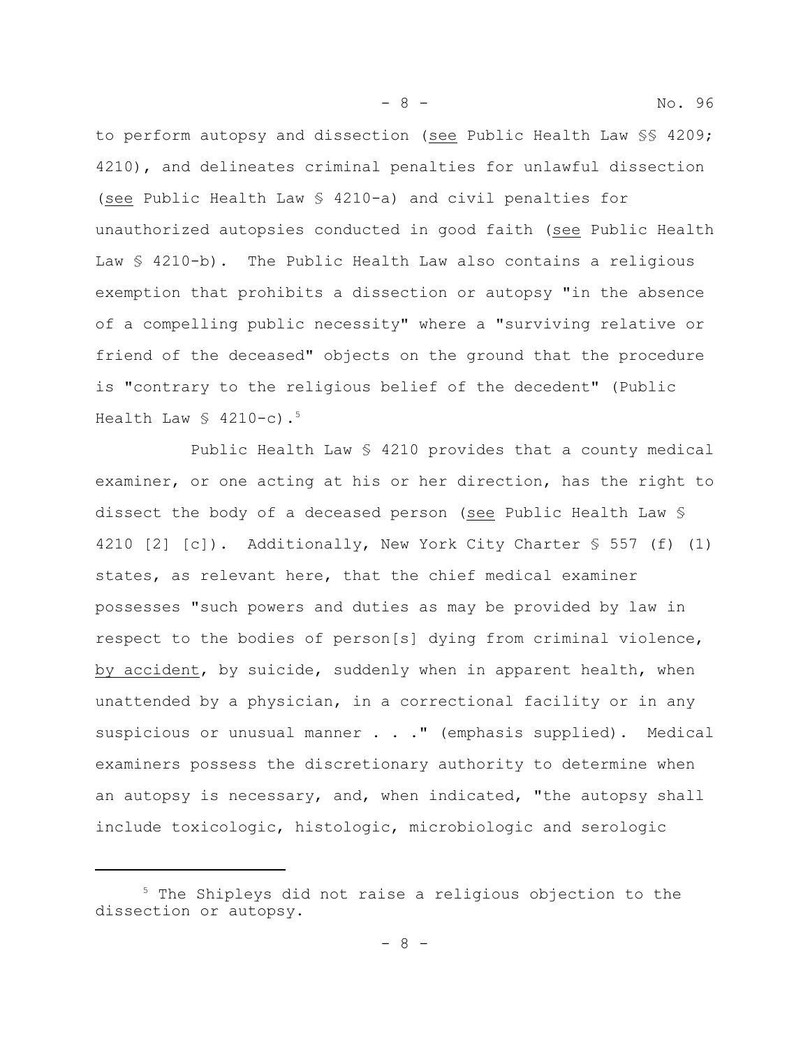to perform autopsy and dissection (see Public Health Law §§ 4209; 4210), and delineates criminal penalties for unlawful dissection (see Public Health Law § 4210-a) and civil penalties for unauthorized autopsies conducted in good faith (see Public Health Law § 4210-b). The Public Health Law also contains a religious exemption that prohibits a dissection or autopsy "in the absence of a compelling public necessity" where a "surviving relative or friend of the deceased" objects on the ground that the procedure is "contrary to the religious belief of the decedent" (Public Health Law § 4210-c).[5]

Public Health Law § 4210 provides that a county medical examiner, or one acting at his or her direction, has the right to dissect the body of a deceased person (see Public Health Law § 4210 [2] [c]). Additionally, New York City Charter § 557 (f) (1) states, as relevant here, that the chief medical examiner possesses "such powers and duties as may be provided by law in respect to the bodies of person[s] dying from criminal violence, by accident, by suicide, suddenly when in apparent health, when unattended by a physician, in a correctional facility or in any suspicious or unusual manner . . ." (emphasis supplied). Medical examiners possess the discretionary authority to determine when an autopsy is necessary, and, when indicated, "the autopsy shall include toxicologic, histologic, microbiologic and serologic

---

[5] The Shipleys did not raise a religious objection to the dissection or autopsy.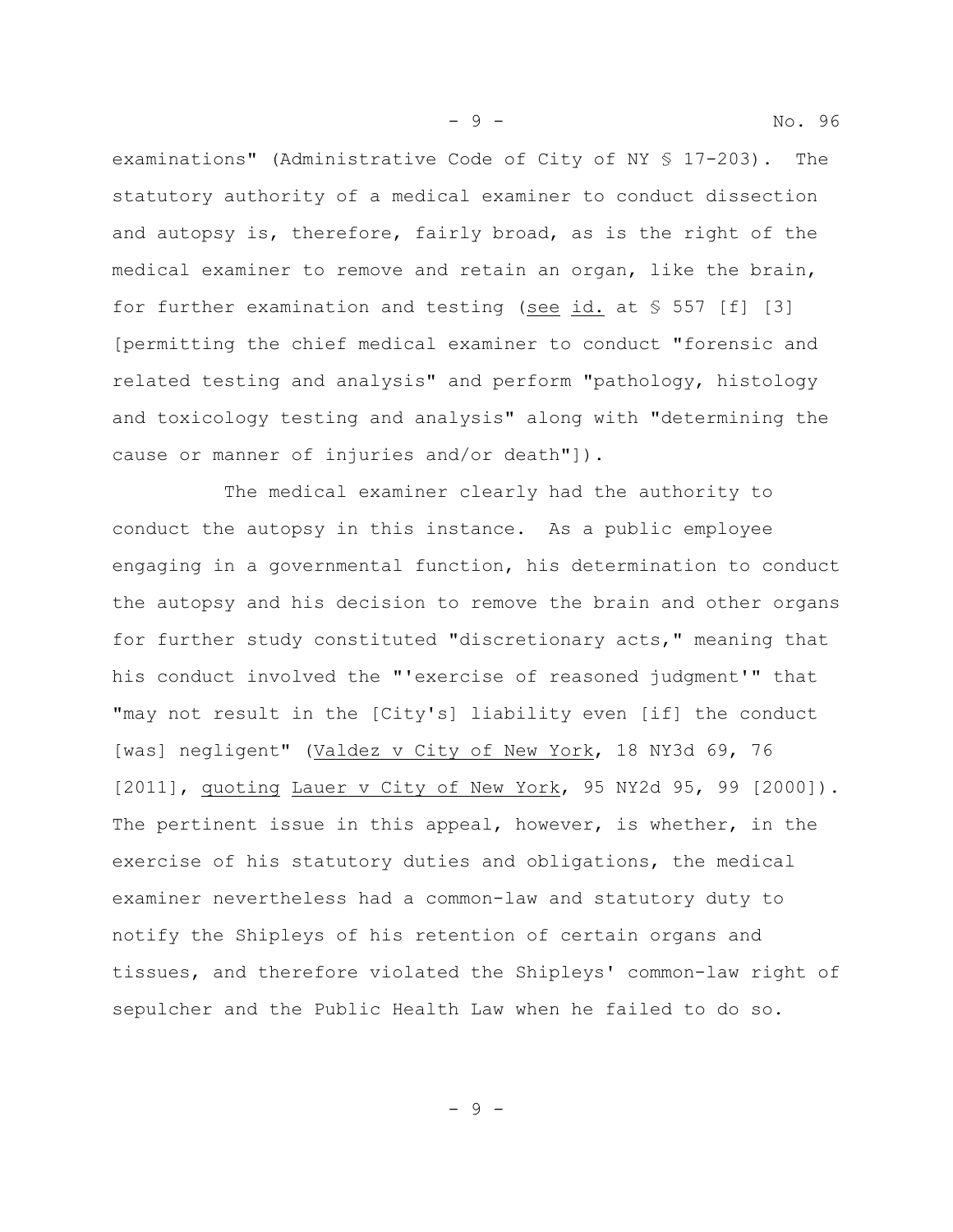examinations" (Administrative Code of City of NY § 17-203). The statutory authority of a medical examiner to conduct dissection and autopsy is, therefore, fairly broad, as is the right of the medical examiner to remove and retain an organ, like the brain, for further examination and testing (see id. at § 557 [f] [3] [permitting the chief medical examiner to conduct "forensic and related testing and analysis" and perform "pathology, histology and toxicology testing and analysis" along with "determining the cause or manner of injuries and/or death"]).

The medical examiner clearly had the authority to conduct the autopsy in this instance. As a public employee engaging in a governmental function, his determination to conduct the autopsy and his decision to remove the brain and other organs for further study constituted "discretionary acts," meaning that his conduct involved the "'exercise of reasoned judgment'" that "may not result in the [City's] liability even [if] the conduct [was] negligent" (Valdez v City of New York, 18 NY3d 69, 76 [2011], quoting Lauer v City of New York, 95 NY2d 95, 99 [2000]). The pertinent issue in this appeal, however, is whether, in the exercise of his statutory duties and obligations, the medical examiner nevertheless had a common-law and statutory duty to notify the Shipleys of his retention of certain organs and tissues, and therefore violated the Shipleys' common-law right of sepulcher and the Public Health Law when he failed to do so.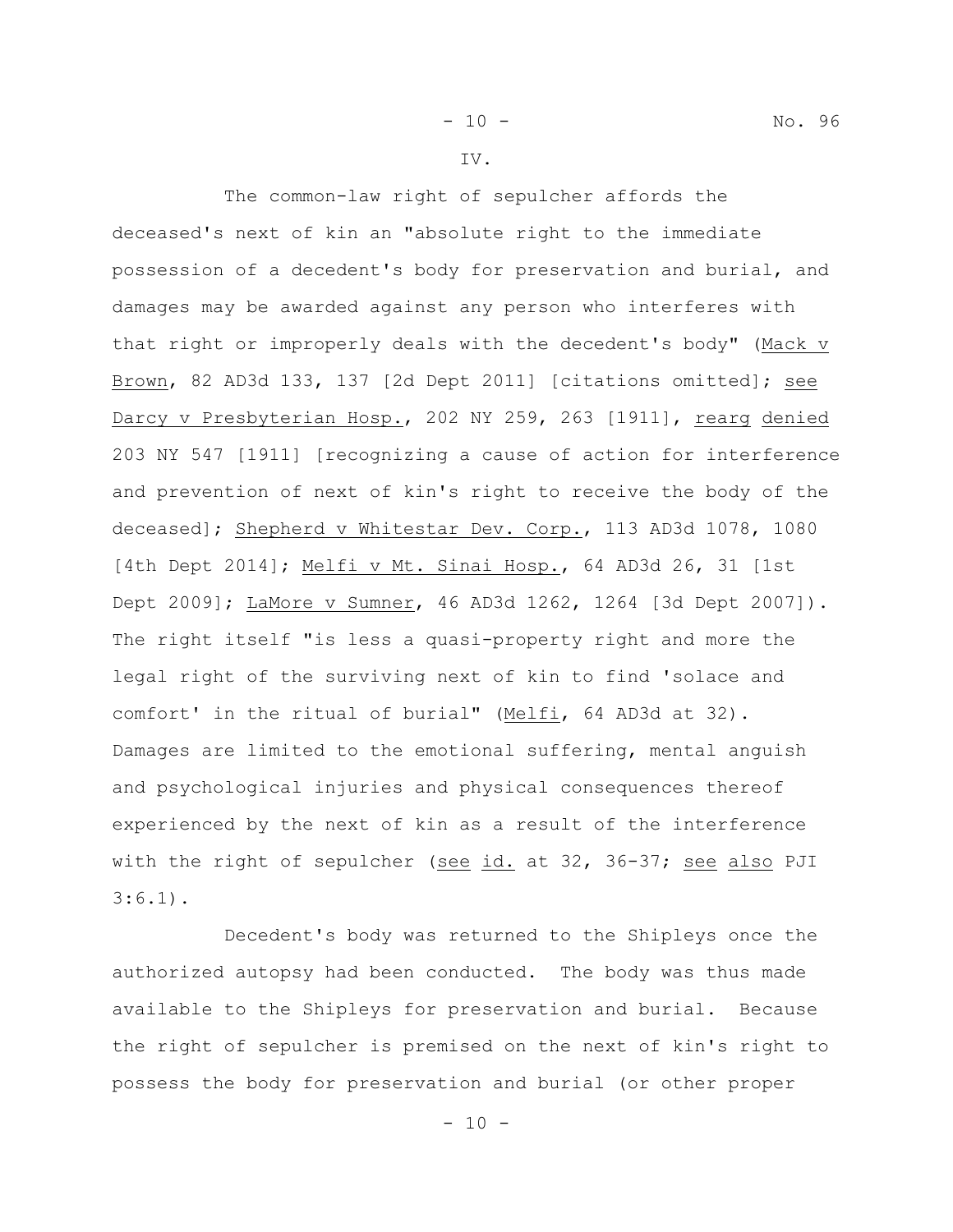IV.

The common-law right of sepulcher affords the deceased's next of kin an "absolute right to the immediate possession of a decedent's body for preservation and burial, and damages may be awarded against any person who interferes with that right or improperly deals with the decedent's body" (Mack v Brown, 82 AD3d 133, 137 [2d Dept 2011] [citations omitted]; see Darcy v Presbyterian Hosp., 202 NY 259, 263 [1911], rearg denied 203 NY 547 [1911] [recognizing a cause of action for interference and prevention of next of kin's right to receive the body of the deceased]; Shepherd v Whitestar Dev. Corp., 113 AD3d 1078, 1080 [4th Dept 2014]; Melfi v Mt. Sinai Hosp., 64 AD3d 26, 31 [1st Dept 2009]; LaMore v Sumner, 46 AD3d 1262, 1264 [3d Dept 2007]). The right itself "is less a quasi-property right and more the legal right of the surviving next of kin to find 'solace and comfort' in the ritual of burial" (Melfi, 64 AD3d at 32). Damages are limited to the emotional suffering, mental anguish and psychological injuries and physical consequences thereof experienced by the next of kin as a result of the interference with the right of sepulcher (see id. at 32, 36-37; see also PJI 3:6.1).

Decedent's body was returned to the Shipleys once the authorized autopsy had been conducted. The body was thus made available to the Shipleys for preservation and burial. Because the right of sepulcher is premised on the next of kin's right to possess the body for preservation and burial (or other proper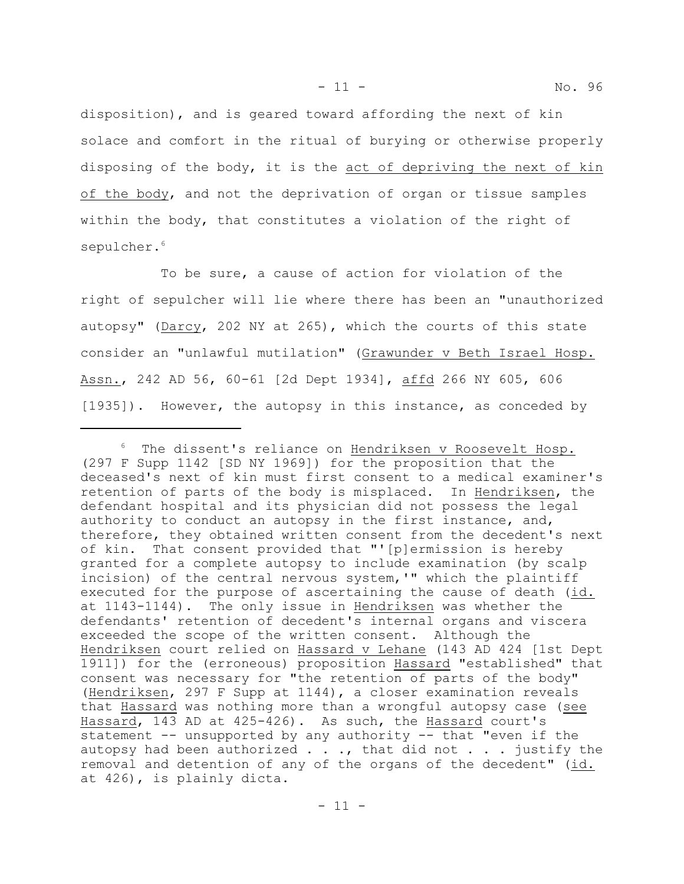disposition), and is geared toward affording the next of kin solace and comfort in the ritual of burying or otherwise properly disposing of the body, it is the act of depriving the next of kin of the body, and not the deprivation of organ or tissue samples within the body, that constitutes a violation of the right of sepulcher.[6]

To be sure, a cause of action for violation of the right of sepulcher will lie where there has been an "unauthorized autopsy" (Darcy, 202 NY at 265), which the courts of this state consider an "unlawful mutilation" (Grawunder v Beth Israel Hosp. Assn., 242 AD 56, 60-61 [2d Dept 1934], affd 266 NY 605, 606 [1935]). However, the autopsy in this instance, as conceded by

---

[6] The dissent's reliance on Hendriksen v Roosevelt Hosp. (297 F Supp 1142 [SD NY 1969]) for the proposition that the deceased's next of kin must first consent to a medical examiner's retention of parts of the body is misplaced. In Hendriksen, the defendant hospital and its physician did not possess the legal authority to conduct an autopsy in the first instance, and, therefore, they obtained written consent from the decedent's next of kin. That consent provided that "'[p]ermission is hereby granted for a complete autopsy to include examination (by scalp incision) of the central nervous system,'" which the plaintiff executed for the purpose of ascertaining the cause of death (id. at 1143-1144). The only issue in Hendriksen was whether the defendants' retention of decedent's internal organs and viscera exceeded the scope of the written consent. Although the Hendriksen court relied on Hassard v Lehane (143 AD 424 [1st Dept 1911]) for the (erroneous) proposition Hassard "established" that consent was necessary for "the retention of parts of the body" (Hendriksen, 297 F Supp at 1144), a closer examination reveals that Hassard was nothing more than a wrongful autopsy case (see Hassard, 143 AD at 425-426). As such, the Hassard court's statement -- unsupported by any authority -- that "even if the autopsy had been authorized . . ., that did not . . . justify the removal and detention of any of the organs of the decedent" (id. at 426), is plainly dicta.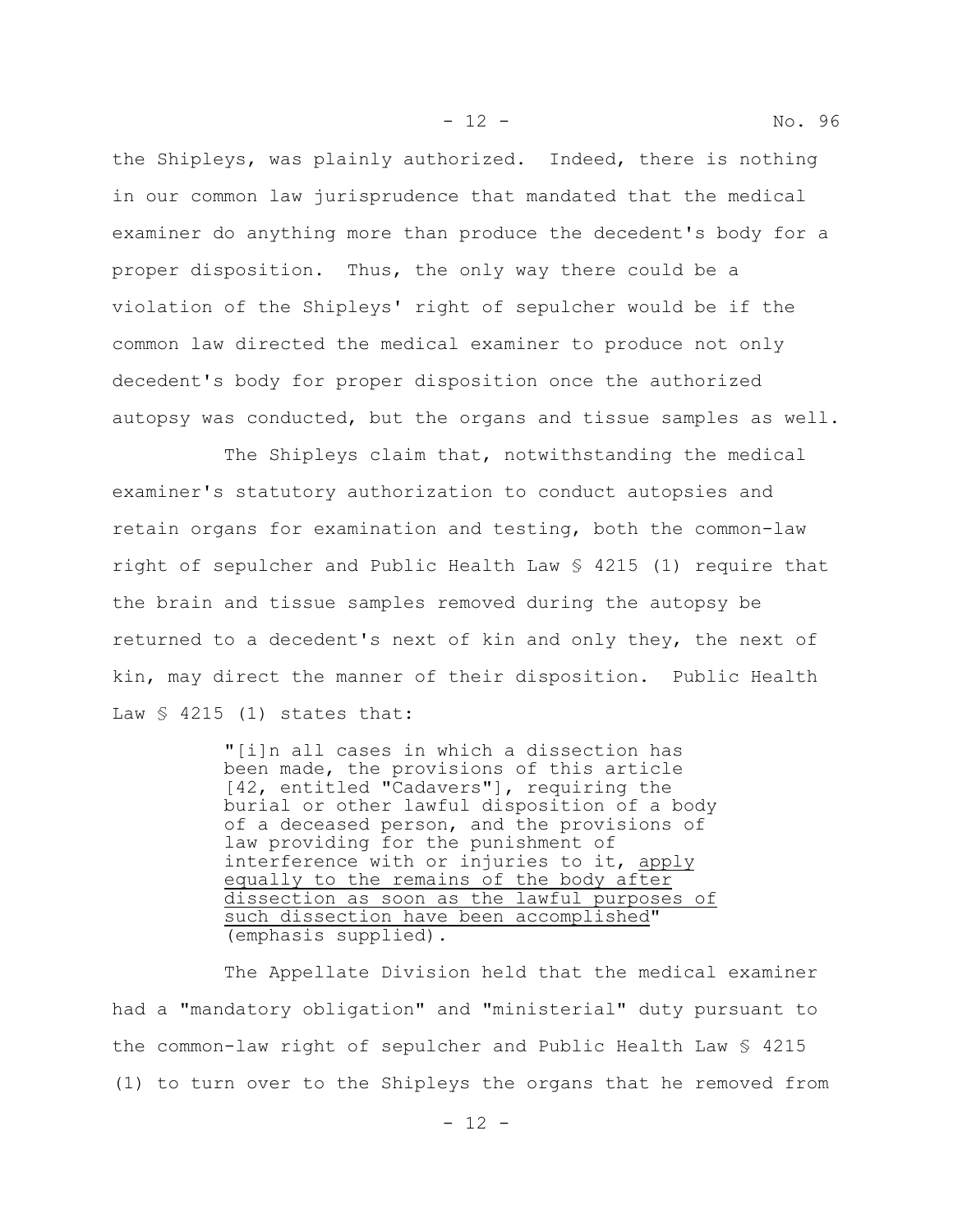the Shipleys, was plainly authorized. Indeed, there is nothing in our common law jurisprudence that mandated that the medical examiner do anything more than produce the decedent's body for a proper disposition. Thus, the only way there could be a violation of the Shipleys' right of sepulcher would be if the common law directed the medical examiner to produce not only decedent's body for proper disposition once the authorized autopsy was conducted, but the organs and tissue samples as well.

The Shipleys claim that, notwithstanding the medical examiner's statutory authorization to conduct autopsies and retain organs for examination and testing, both the common-law right of sepulcher and Public Health Law § 4215 (1) require that the brain and tissue samples removed during the autopsy be returned to a decedent's next of kin and only they, the next of kin, may direct the manner of their disposition. Public Health Law § 4215 (1) states that:

> "[i]n all cases in which a dissection has been made, the provisions of this article [42, entitled "Cadavers"], requiring the burial or other lawful disposition of a body of a deceased person, and the provisions of law providing for the punishment of interference with or injuries to it, <u>apply equally to the remains of the body after dissection as soon as the lawful purposes of such dissection have been accomplished</u>" (emphasis supplied).

The Appellate Division held that the medical examiner had a "mandatory obligation" and "ministerial" duty pursuant to the common-law right of sepulcher and Public Health Law § 4215 (1) to turn over to the Shipleys the organs that he removed from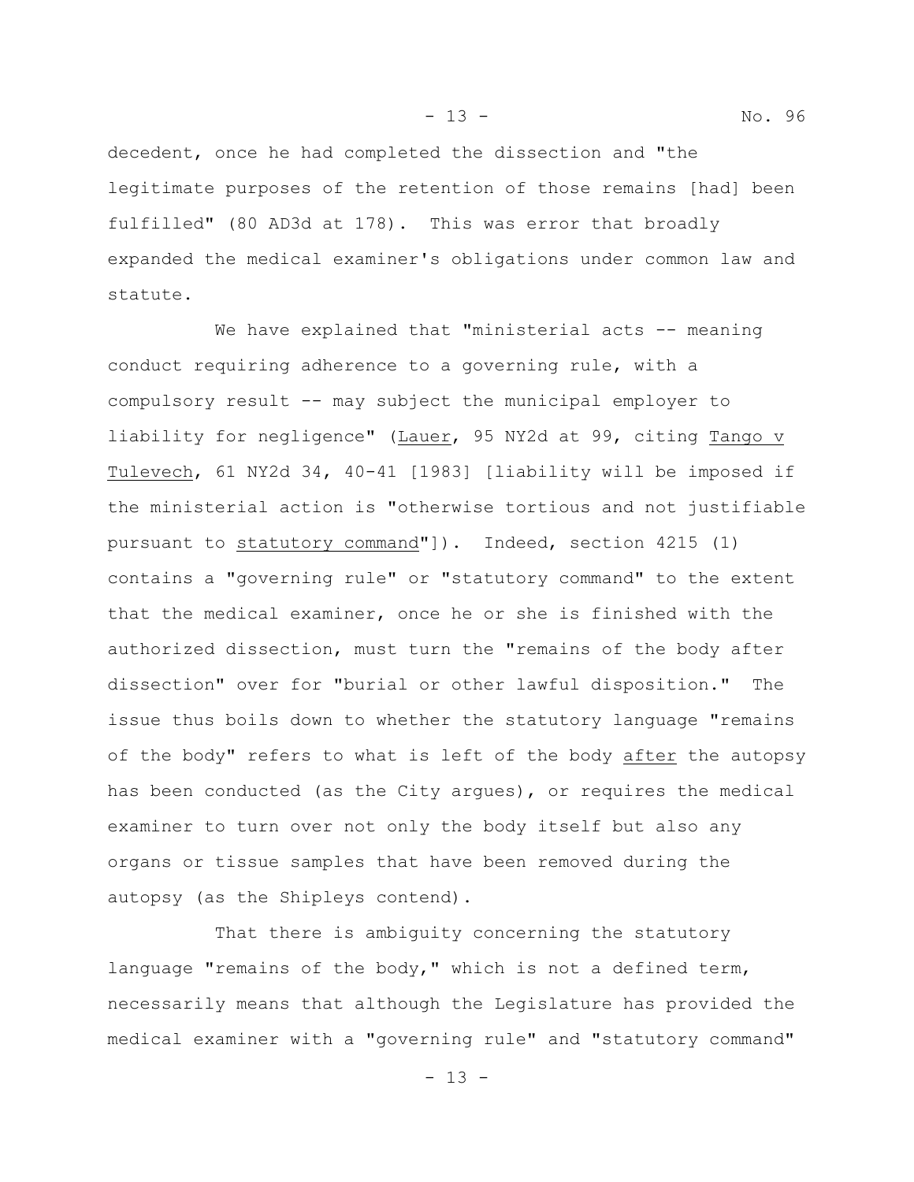decedent, once he had completed the dissection and "the legitimate purposes of the retention of those remains [had] been fulfilled" (80 AD3d at 178). This was error that broadly expanded the medical examiner's obligations under common law and statute.

We have explained that "ministerial acts -- meaning conduct requiring adherence to a governing rule, with a compulsory result -- may subject the municipal employer to liability for negligence" (Lauer, 95 NY2d at 99, citing Tango v Tulevech, 61 NY2d 34, 40-41 [1983] [liability will be imposed if the ministerial action is "otherwise tortious and not justifiable pursuant to statutory command"]). Indeed, section 4215 (1) contains a "governing rule" or "statutory command" to the extent that the medical examiner, once he or she is finished with the authorized dissection, must turn the "remains of the body after dissection" over for "burial or other lawful disposition." The issue thus boils down to whether the statutory language "remains of the body" refers to what is left of the body after the autopsy has been conducted (as the City argues), or requires the medical examiner to turn over not only the body itself but also any organs or tissue samples that have been removed during the autopsy (as the Shipleys contend).

That there is ambiguity concerning the statutory language "remains of the body," which is not a defined term, necessarily means that although the Legislature has provided the medical examiner with a "governing rule" and "statutory command"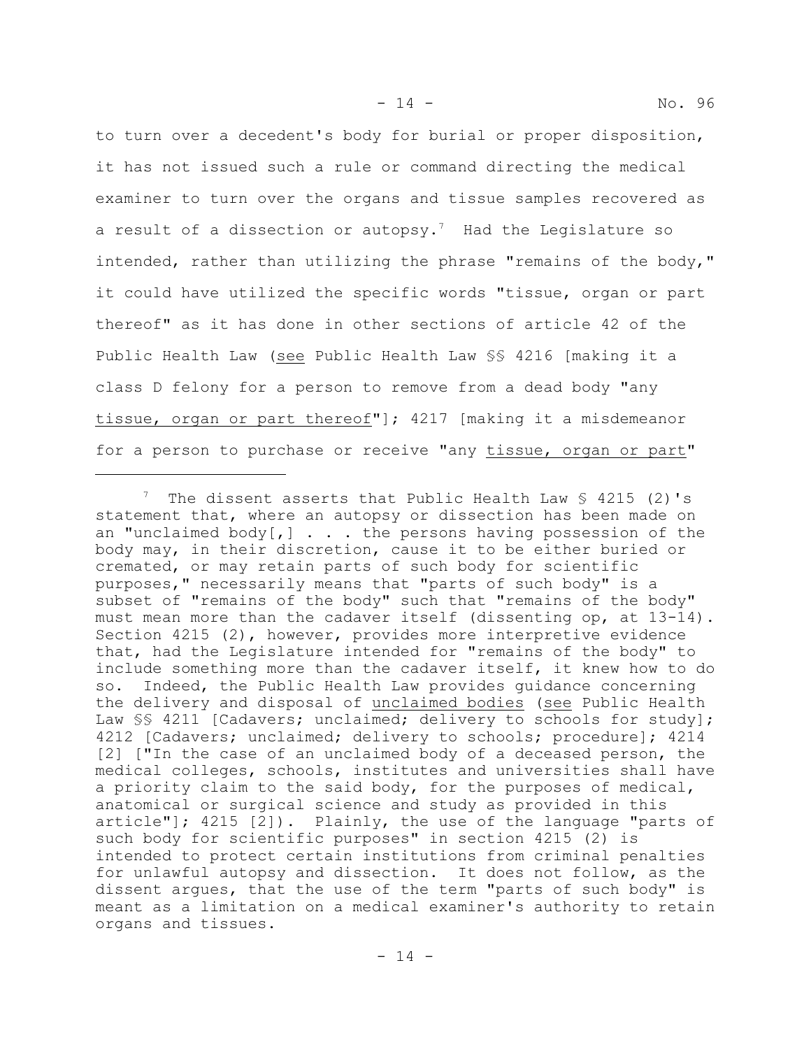to turn over a decedent's body for burial or proper disposition, it has not issued such a rule or command directing the medical examiner to turn over the organs and tissue samples recovered as a result of a dissection or autopsy.[7] Had the Legislature so intended, rather than utilizing the phrase "remains of the body," it could have utilized the specific words "tissue, organ or part thereof" as it has done in other sections of article 42 of the Public Health Law (see Public Health Law §§ 4216 [making it a class D felony for a person to remove from a dead body "any tissue, organ or part thereof"]; 4217 [making it a misdemeanor for a person to purchase or receive "any tissue, organ or part"

---

[7] The dissent asserts that Public Health Law § 4215 (2)'s statement that, where an autopsy or dissection has been made on an "unclaimed body[,] . . . the persons having possession of the body may, in their discretion, cause it to be either buried or cremated, or may retain parts of such body for scientific purposes," necessarily means that "parts of such body" is a subset of "remains of the body" such that "remains of the body" must mean more than the cadaver itself (dissenting op, at 13-14). Section 4215 (2), however, provides more interpretive evidence that, had the Legislature intended for "remains of the body" to include something more than the cadaver itself, it knew how to do so. Indeed, the Public Health Law provides guidance concerning the delivery and disposal of unclaimed bodies (see Public Health Law §§ 4211 [Cadavers; unclaimed; delivery to schools for study]; 4212 [Cadavers; unclaimed; delivery to schools; procedure]; 4214 [2] ["In the case of an unclaimed body of a deceased person, the medical colleges, schools, institutes and universities shall have a priority claim to the said body, for the purposes of medical, anatomical or surgical science and study as provided in this article"]; 4215 [2]). Plainly, the use of the language "parts of such body for scientific purposes" in section 4215 (2) is intended to protect certain institutions from criminal penalties for unlawful autopsy and dissection. It does not follow, as the dissent argues, that the use of the term "parts of such body" is meant as a limitation on a medical examiner's authority to retain organs and tissues.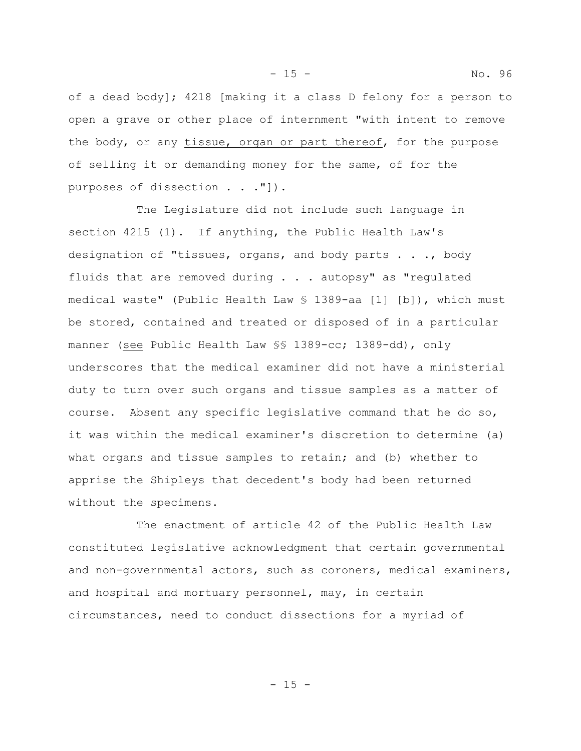of a dead body]; 4218 [making it a class D felony for a person to open a grave or other place of internment "with intent to remove the body, or any <u>tissue, organ or part thereof</u>, for the purpose of selling it or demanding money for the same, of for the purposes of dissection . . ."]).

The Legislature did not include such language in section 4215 (1). If anything, the Public Health Law's designation of "tissues, organs, and body parts . . ., body fluids that are removed during . . . autopsy" as "regulated medical waste" (Public Health Law § 1389-aa [1] [b]), which must be stored, contained and treated or disposed of in a particular manner (<u>see</u> Public Health Law §§ 1389-cc; 1389-dd), only underscores that the medical examiner did not have a ministerial duty to turn over such organs and tissue samples as a matter of course. Absent any specific legislative command that he do so, it was within the medical examiner's discretion to determine (a) what organs and tissue samples to retain; and (b) whether to apprise the Shipleys that decedent's body had been returned without the specimens.

The enactment of article 42 of the Public Health Law constituted legislative acknowledgment that certain governmental and non-governmental actors, such as coroners, medical examiners, and hospital and mortuary personnel, may, in certain circumstances, need to conduct dissections for a myriad of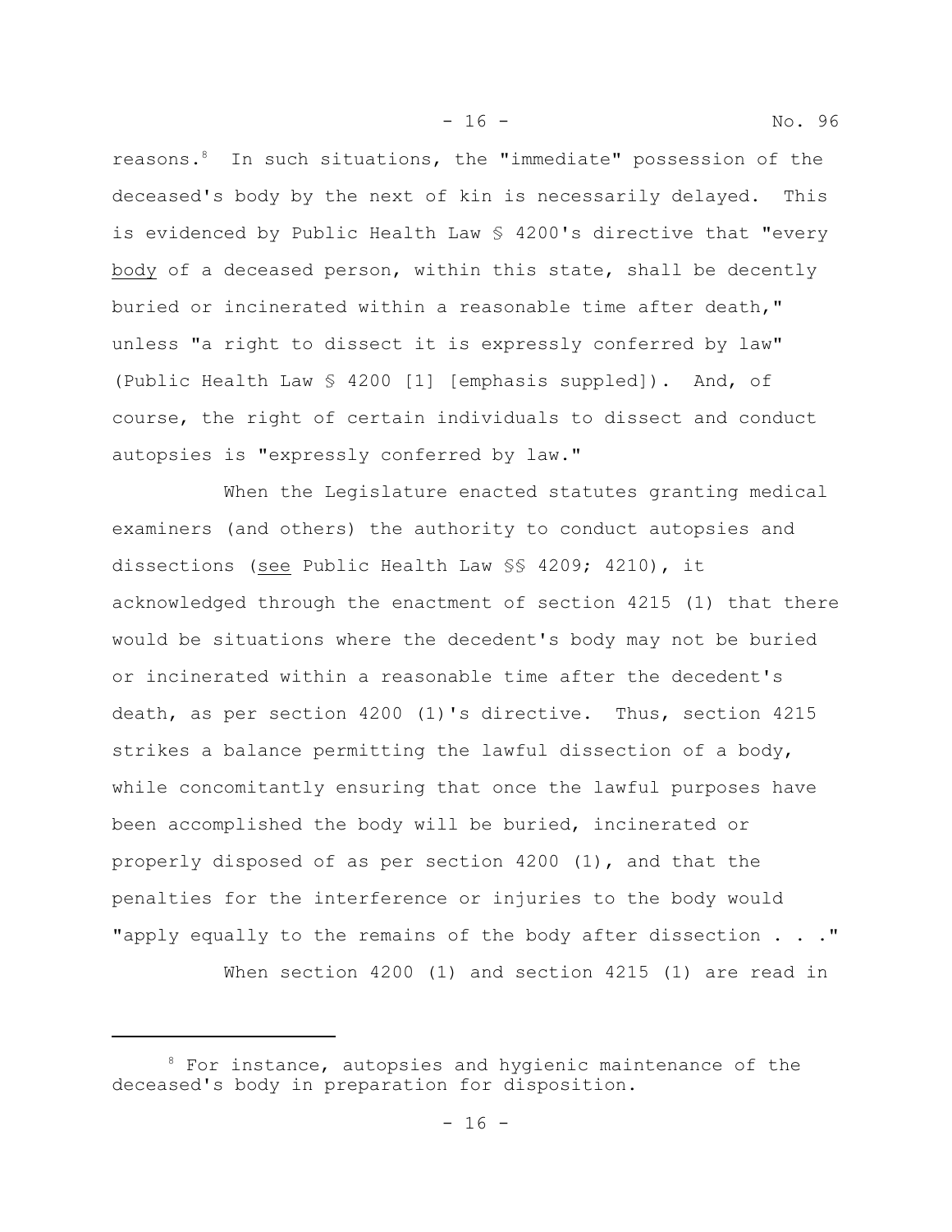reasons.[8] In such situations, the "immediate" possession of the deceased's body by the next of kin is necessarily delayed. This is evidenced by Public Health Law § 4200's directive that "every <u>body</u> of a deceased person, within this state, shall be decently buried or incinerated within a reasonable time after death," unless "a right to dissect it is expressly conferred by law" (Public Health Law § 4200 [1] [emphasis suppled]). And, of course, the right of certain individuals to dissect and conduct autopsies is "expressly conferred by law."

When the Legislature enacted statutes granting medical examiners (and others) the authority to conduct autopsies and dissections (<u>see</u> Public Health Law §§ 4209; 4210), it acknowledged through the enactment of section 4215 (1) that there would be situations where the decedent's body may not be buried or incinerated within a reasonable time after the decedent's death, as per section 4200 (1)'s directive. Thus, section 4215 strikes a balance permitting the lawful dissection of a body, while concomitantly ensuring that once the lawful purposes have been accomplished the body will be buried, incinerated or properly disposed of as per section 4200 (1), and that the penalties for the interference or injuries to the body would "apply equally to the remains of the body after dissection . . ."

When section 4200 (1) and section 4215 (1) are read in

---

[8] For instance, autopsies and hygienic maintenance of the deceased's body in preparation for disposition.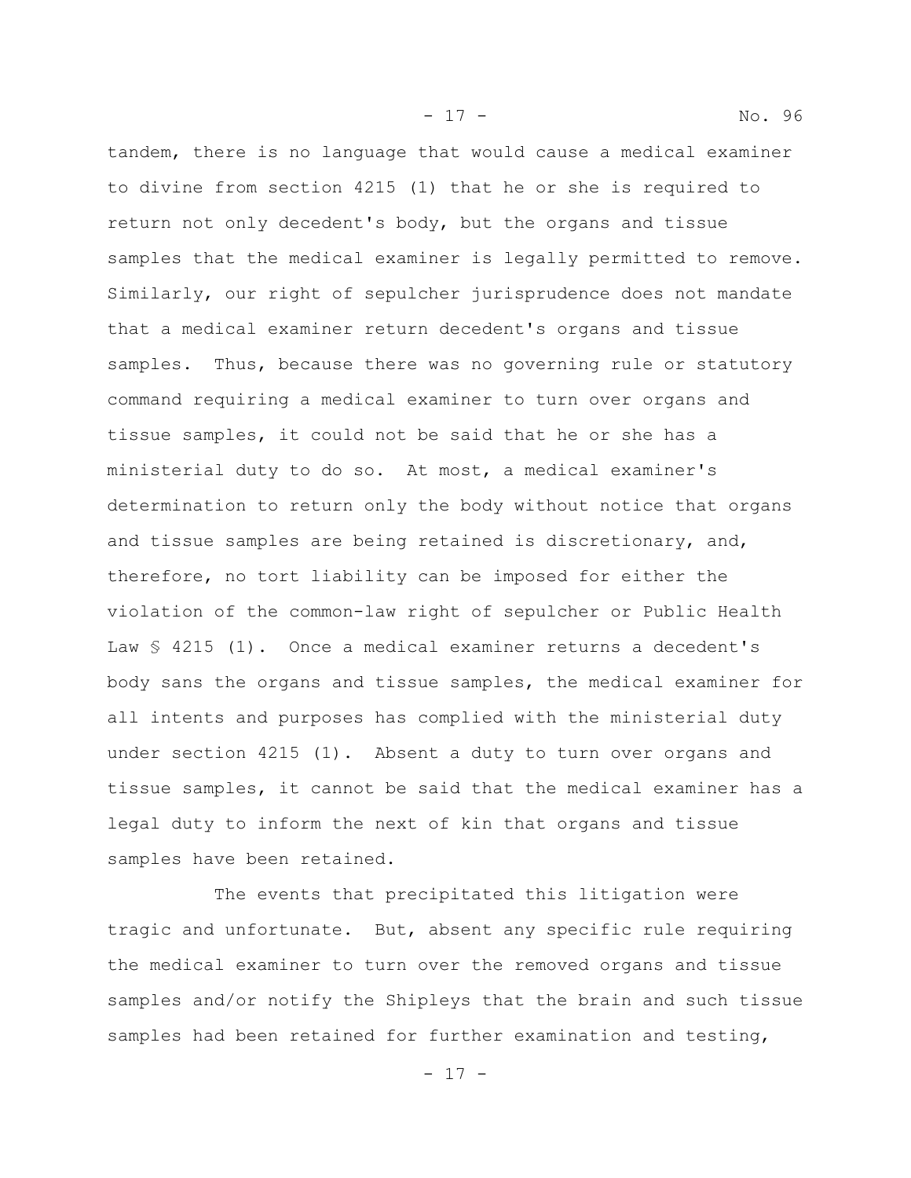tandem, there is no language that would cause a medical examiner to divine from section 4215 (1) that he or she is required to return not only decedent's body, but the organs and tissue samples that the medical examiner is legally permitted to remove. Similarly, our right of sepulcher jurisprudence does not mandate that a medical examiner return decedent's organs and tissue samples. Thus, because there was no governing rule or statutory command requiring a medical examiner to turn over organs and tissue samples, it could not be said that he or she has a ministerial duty to do so. At most, a medical examiner's determination to return only the body without notice that organs and tissue samples are being retained is discretionary, and, therefore, no tort liability can be imposed for either the violation of the common-law right of sepulcher or Public Health Law § 4215 (1). Once a medical examiner returns a decedent's body sans the organs and tissue samples, the medical examiner for all intents and purposes has complied with the ministerial duty under section 4215 (1). Absent a duty to turn over organs and tissue samples, it cannot be said that the medical examiner has a legal duty to inform the next of kin that organs and tissue samples have been retained.

The events that precipitated this litigation were tragic and unfortunate. But, absent any specific rule requiring the medical examiner to turn over the removed organs and tissue samples and/or notify the Shipleys that the brain and such tissue samples had been retained for further examination and testing,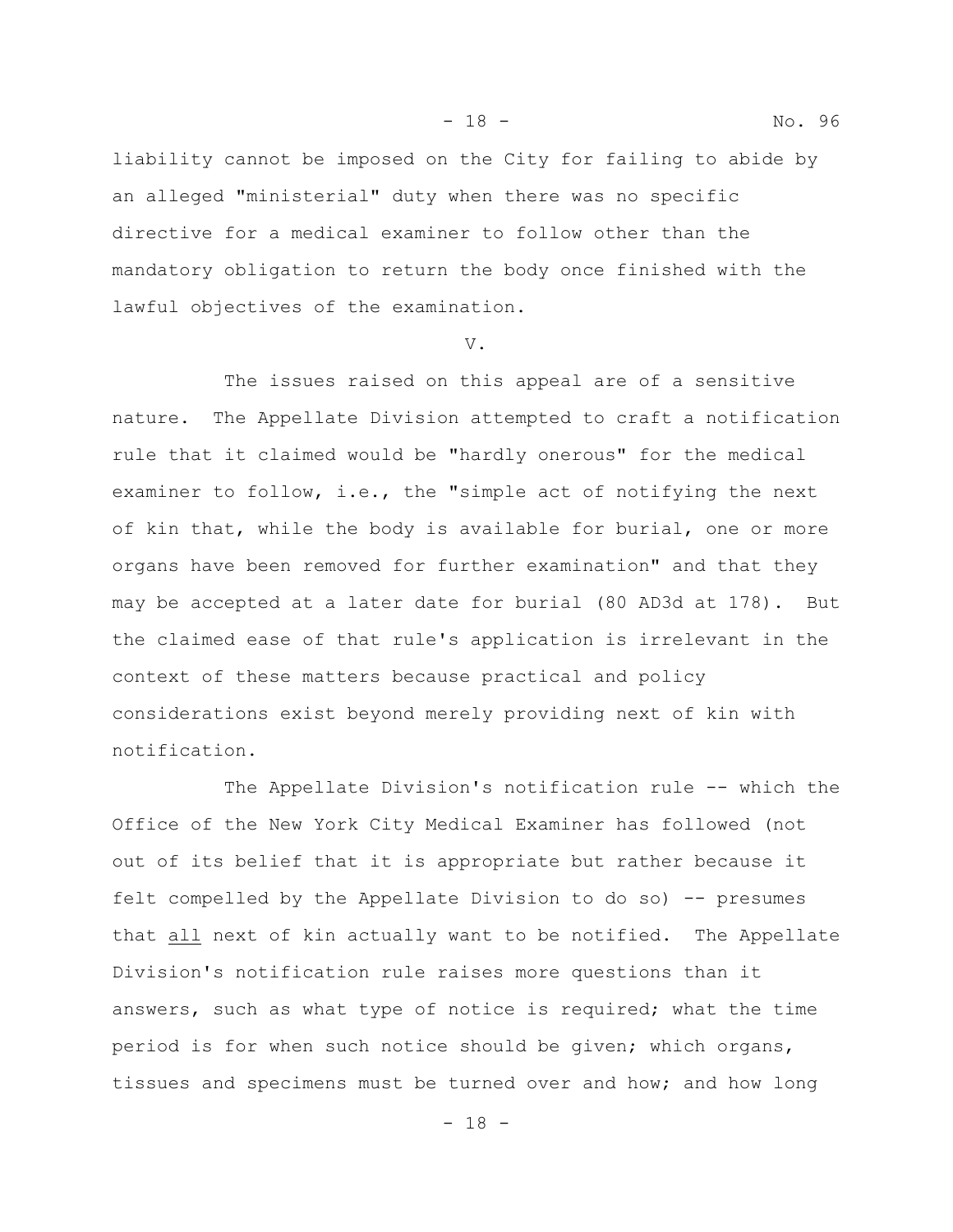liability cannot be imposed on the City for failing to abide by an alleged "ministerial" duty when there was no specific directive for a medical examiner to follow other than the mandatory obligation to return the body once finished with the lawful objectives of the examination.

V.

The issues raised on this appeal are of a sensitive nature. The Appellate Division attempted to craft a notification rule that it claimed would be "hardly onerous" for the medical examiner to follow, i.e., the "simple act of notifying the next of kin that, while the body is available for burial, one or more organs have been removed for further examination" and that they may be accepted at a later date for burial (80 AD3d at 178). But the claimed ease of that rule's application is irrelevant in the context of these matters because practical and policy considerations exist beyond merely providing next of kin with notification.

The Appellate Division's notification rule -- which the Office of the New York City Medical Examiner has followed (not out of its belief that it is appropriate but rather because it felt compelled by the Appellate Division to do so) -- presumes that <u>all</u> next of kin actually want to be notified. The Appellate Division's notification rule raises more questions than it answers, such as what type of notice is required; what the time period is for when such notice should be given; which organs, tissues and specimens must be turned over and how; and how long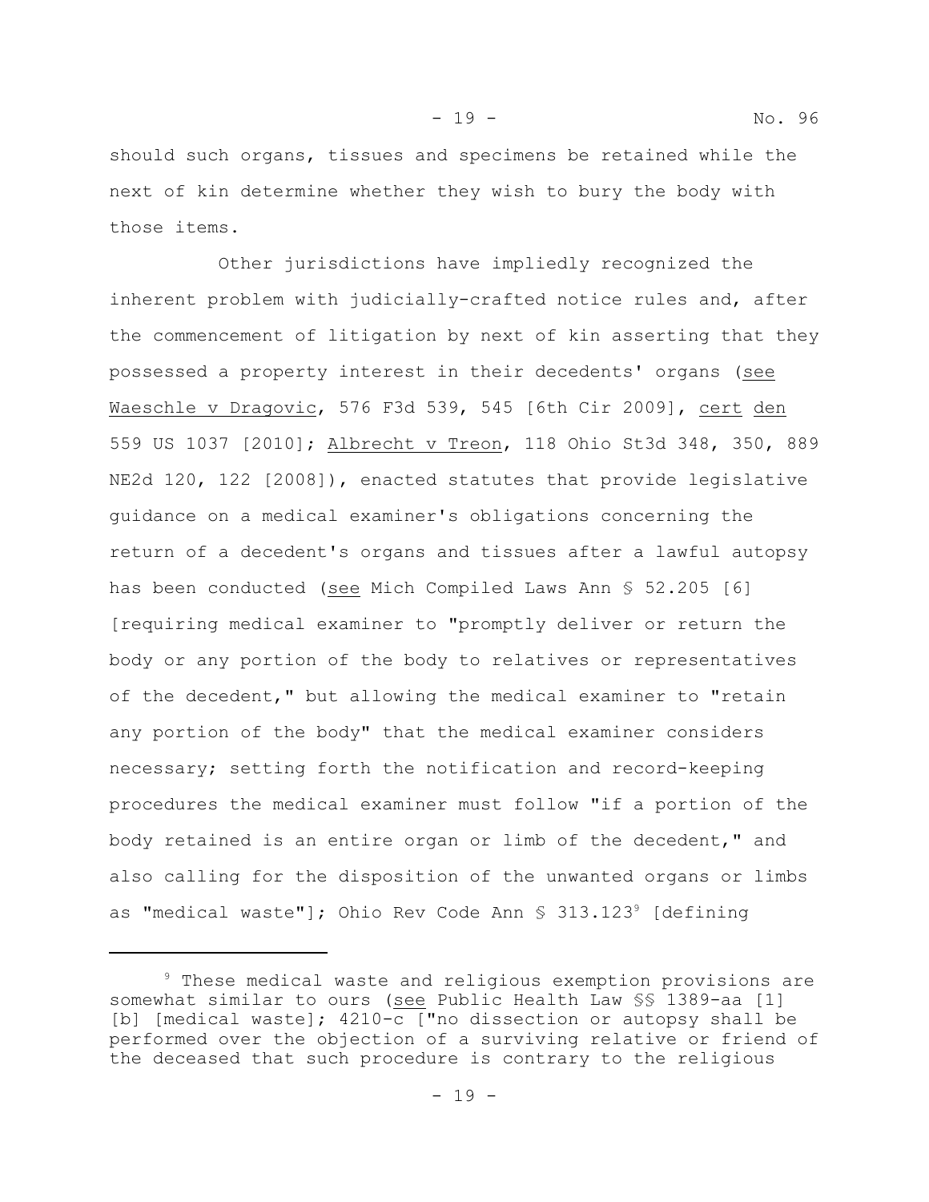should such organs, tissues and specimens be retained while the next of kin determine whether they wish to bury the body with those items.

Other jurisdictions have impliedly recognized the inherent problem with judicially-crafted notice rules and, after the commencement of litigation by next of kin asserting that they possessed a property interest in their decedents' organs (see Waeschle v Dragovic, 576 F3d 539, 545 [6th Cir 2009], cert den 559 US 1037 [2010]; Albrecht v Treon, 118 Ohio St3d 348, 350, 889 NE2d 120, 122 [2008]), enacted statutes that provide legislative guidance on a medical examiner's obligations concerning the return of a decedent's organs and tissues after a lawful autopsy has been conducted (see Mich Compiled Laws Ann § 52.205 [6] [requiring medical examiner to "promptly deliver or return the body or any portion of the body to relatives or representatives of the decedent," but allowing the medical examiner to "retain any portion of the body" that the medical examiner considers necessary; setting forth the notification and record-keeping procedures the medical examiner must follow "if a portion of the body retained is an entire organ or limb of the decedent," and also calling for the disposition of the unwanted organs or limbs as "medical waste"]; Ohio Rev Code Ann § 313.123[9] [defining

---

[9] These medical waste and religious exemption provisions are somewhat similar to ours (see Public Health Law §§ 1389-aa [1] [b] [medical waste]; 4210-c ["no dissection or autopsy shall be performed over the objection of a surviving relative or friend of the deceased that such procedure is contrary to the religious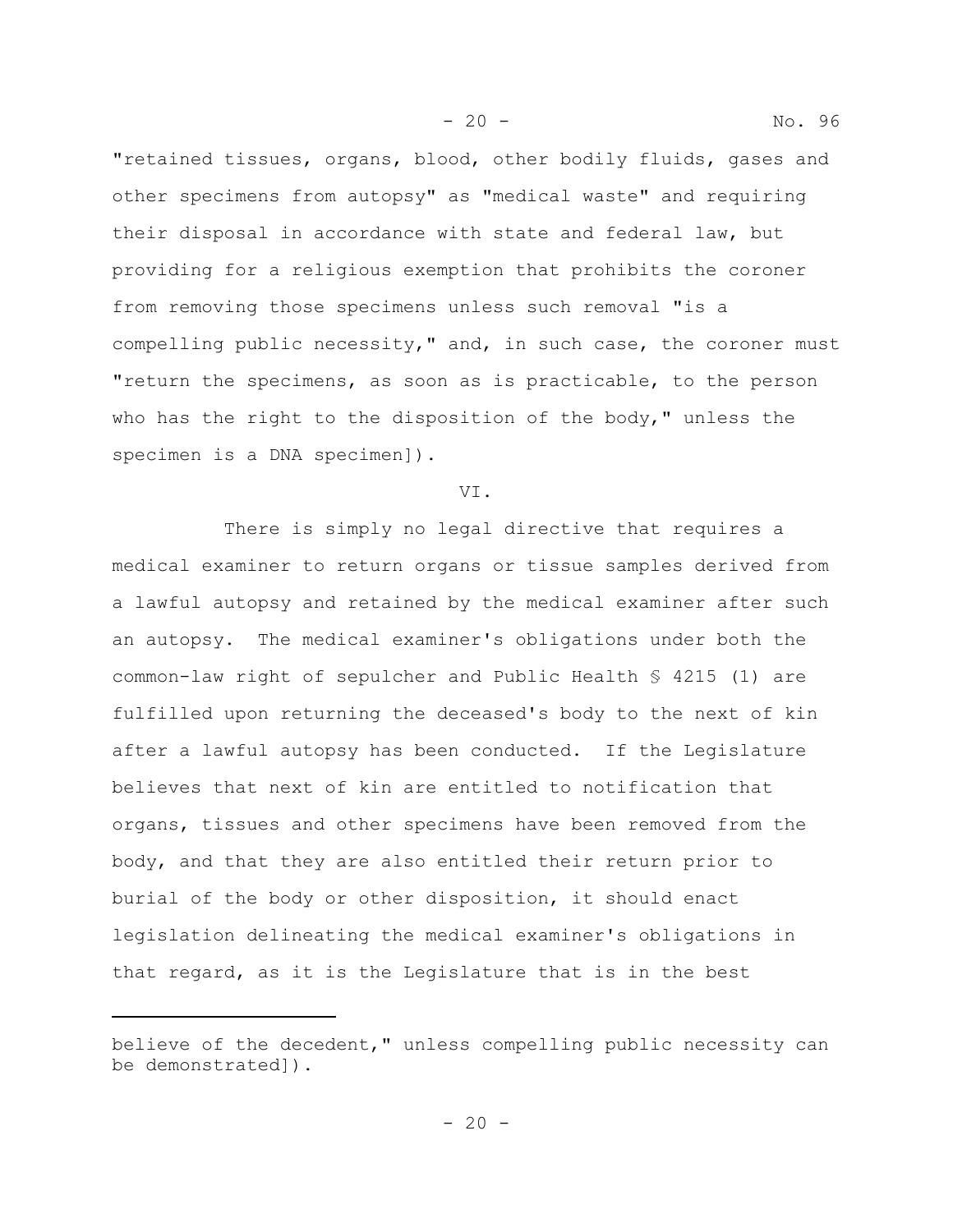"retained tissues, organs, blood, other bodily fluids, gases and other specimens from autopsy" as "medical waste" and requiring their disposal in accordance with state and federal law, but providing for a religious exemption that prohibits the coroner from removing those specimens unless such removal "is a compelling public necessity," and, in such case, the coroner must "return the specimens, as soon as is practicable, to the person who has the right to the disposition of the body," unless the specimen is a DNA specimen]).

VI.

There is simply no legal directive that requires a medical examiner to return organs or tissue samples derived from a lawful autopsy and retained by the medical examiner after such an autopsy. The medical examiner's obligations under both the common-law right of sepulcher and Public Health § 4215 (1) are fulfilled upon returning the deceased's body to the next of kin after a lawful autopsy has been conducted. If the Legislature believes that next of kin are entitled to notification that organs, tissues and other specimens have been removed from the body, and that they are also entitled their return prior to burial of the body or other disposition, it should enact legislation delineating the medical examiner's obligations in that regard, as it is the Legislature that is in the best

---

believe of the decedent," unless compelling public necessity can be demonstrated]).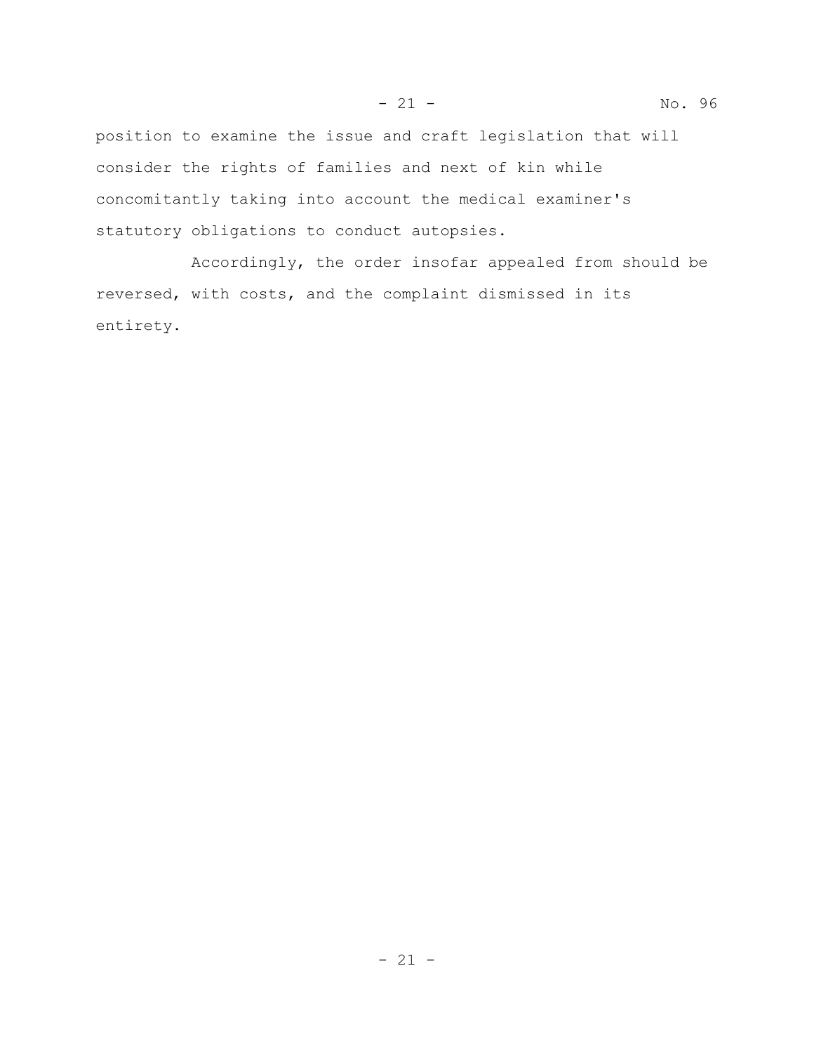position to examine the issue and craft legislation that will consider the rights of families and next of kin while concomitantly taking into account the medical examiner's statutory obligations to conduct autopsies.

Accordingly, the order insofar appealed from should be reversed, with costs, and the complaint dismissed in its entirety.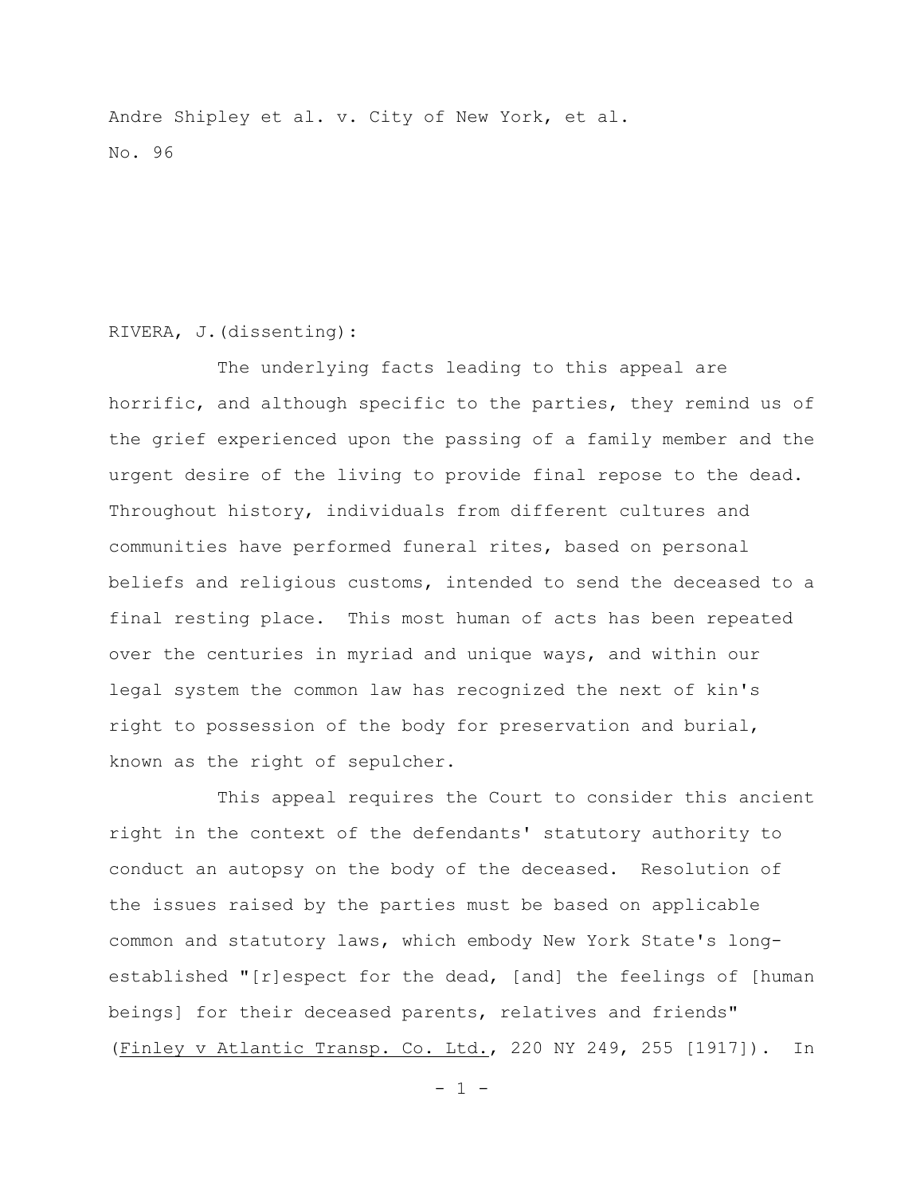Andre Shipley et al. v. City of New York, et al.

No. 96

RIVERA, J.(dissenting):

The underlying facts leading to this appeal are horrific, and although specific to the parties, they remind us of the grief experienced upon the passing of a family member and the urgent desire of the living to provide final repose to the dead. Throughout history, individuals from different cultures and communities have performed funeral rites, based on personal beliefs and religious customs, intended to send the deceased to a final resting place. This most human of acts has been repeated over the centuries in myriad and unique ways, and within our legal system the common law has recognized the next of kin's right to possession of the body for preservation and burial, known as the right of sepulcher.

This appeal requires the Court to consider this ancient right in the context of the defendants' statutory authority to conduct an autopsy on the body of the deceased. Resolution of the issues raised by the parties must be based on applicable common and statutory laws, which embody New York State's long-established "[r]espect for the dead, [and] the feelings of [human beings] for their deceased parents, relatives and friends" (Finley v Atlantic Transp. Co. Ltd., 220 NY 249, 255 [1917]). In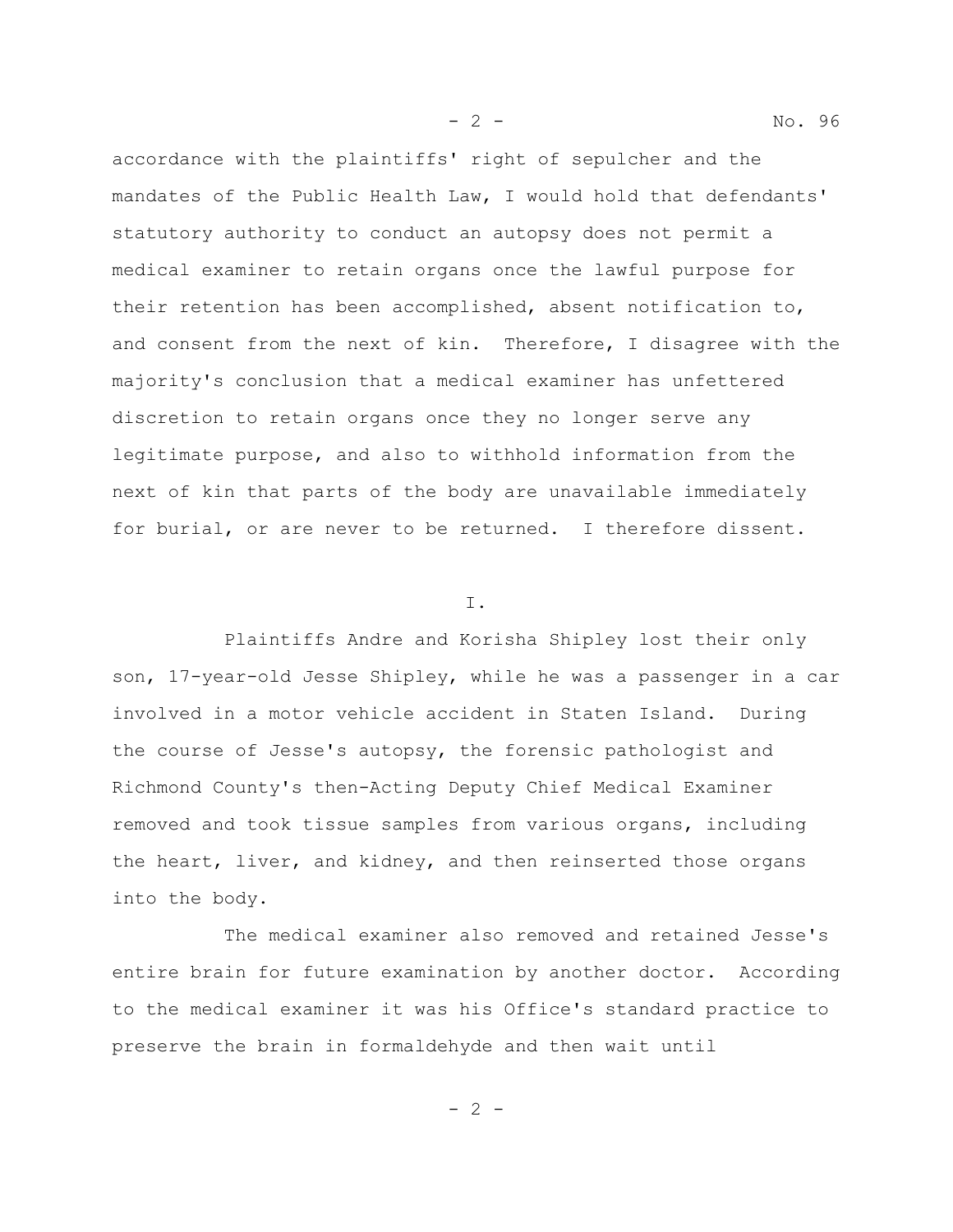accordance with the plaintiffs' right of sepulcher and the mandates of the Public Health Law, I would hold that defendants' statutory authority to conduct an autopsy does not permit a medical examiner to retain organs once the lawful purpose for their retention has been accomplished, absent notification to, and consent from the next of kin. Therefore, I disagree with the majority's conclusion that a medical examiner has unfettered discretion to retain organs once they no longer serve any legitimate purpose, and also to withhold information from the next of kin that parts of the body are unavailable immediately for burial, or are never to be returned. I therefore dissent.

I.

Plaintiffs Andre and Korisha Shipley lost their only son, 17-year-old Jesse Shipley, while he was a passenger in a car involved in a motor vehicle accident in Staten Island. During the course of Jesse's autopsy, the forensic pathologist and Richmond County's then-Acting Deputy Chief Medical Examiner removed and took tissue samples from various organs, including the heart, liver, and kidney, and then reinserted those organs into the body.

The medical examiner also removed and retained Jesse's entire brain for future examination by another doctor. According to the medical examiner it was his Office's standard practice to preserve the brain in formaldehyde and then wait until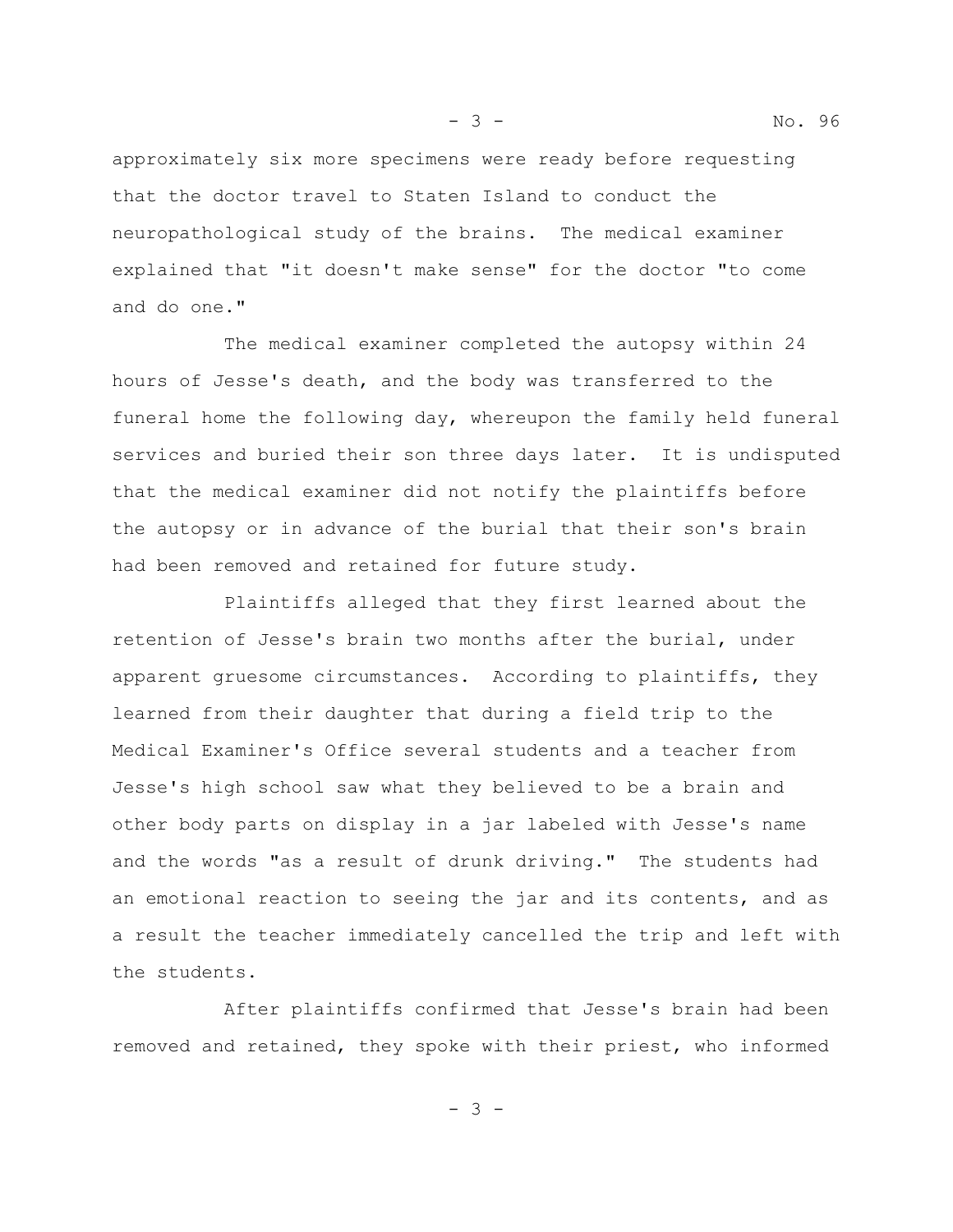approximately six more specimens were ready before requesting that the doctor travel to Staten Island to conduct the neuropathological study of the brains. The medical examiner explained that "it doesn't make sense" for the doctor "to come and do one."

The medical examiner completed the autopsy within 24 hours of Jesse's death, and the body was transferred to the funeral home the following day, whereupon the family held funeral services and buried their son three days later. It is undisputed that the medical examiner did not notify the plaintiffs before the autopsy or in advance of the burial that their son's brain had been removed and retained for future study.

Plaintiffs alleged that they first learned about the retention of Jesse's brain two months after the burial, under apparent gruesome circumstances. According to plaintiffs, they learned from their daughter that during a field trip to the Medical Examiner's Office several students and a teacher from Jesse's high school saw what they believed to be a brain and other body parts on display in a jar labeled with Jesse's name and the words "as a result of drunk driving." The students had an emotional reaction to seeing the jar and its contents, and as a result the teacher immediately cancelled the trip and left with the students.

After plaintiffs confirmed that Jesse's brain had been removed and retained, they spoke with their priest, who informed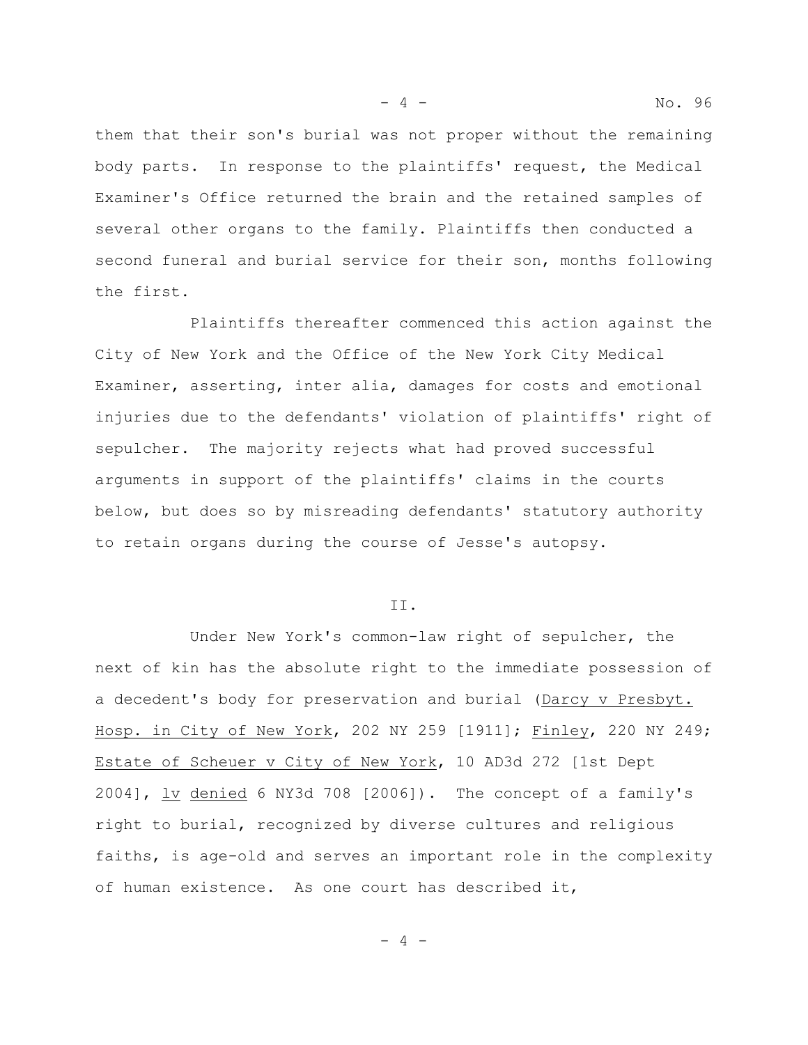them that their son's burial was not proper without the remaining body parts. In response to the plaintiffs' request, the Medical Examiner's Office returned the brain and the retained samples of several other organs to the family. Plaintiffs then conducted a second funeral and burial service for their son, months following the first.

Plaintiffs thereafter commenced this action against the City of New York and the Office of the New York City Medical Examiner, asserting, inter alia, damages for costs and emotional injuries due to the defendants' violation of plaintiffs' right of sepulcher. The majority rejects what had proved successful arguments in support of the plaintiffs' claims in the courts below, but does so by misreading defendants' statutory authority to retain organs during the course of Jesse's autopsy.

## II.

Under New York's common-law right of sepulcher, the next of kin has the absolute right to the immediate possession of a decedent's body for preservation and burial (Darcy v Presbyt. Hosp. in City of New York, 202 NY 259 [1911]; Finley, 220 NY 249; Estate of Scheuer v City of New York, 10 AD3d 272 [1st Dept 2004], lv denied 6 NY3d 708 [2006]). The concept of a family's right to burial, recognized by diverse cultures and religious faiths, is age-old and serves an important role in the complexity of human existence. As one court has described it,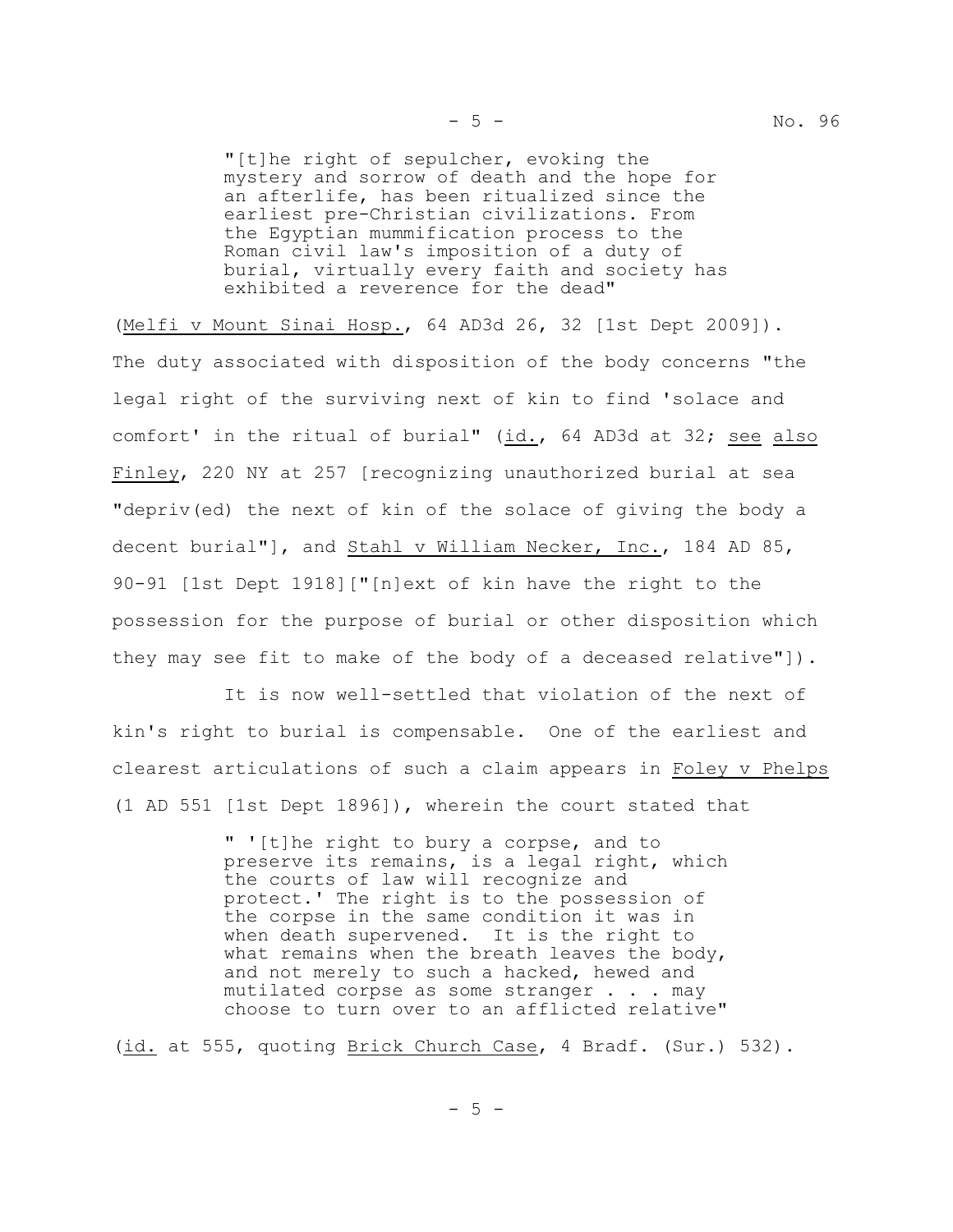> "[t]he right of sepulcher, evoking the mystery and sorrow of death and the hope for an afterlife, has been ritualized since the earliest pre-Christian civilizations. From the Egyptian mummification process to the Roman civil law's imposition of a duty of burial, virtually every faith and society has exhibited a reverence for the dead"

(Melfi v Mount Sinai Hosp., 64 AD3d 26, 32 [1st Dept 2009]). The duty associated with disposition of the body concerns "the legal right of the surviving next of kin to find 'solace and comfort' in the ritual of burial" (id., 64 AD3d at 32; see also Finley, 220 NY at 257 [recognizing unauthorized burial at sea "depriv(ed) the next of kin of the solace of giving the body a decent burial"], and Stahl v William Necker, Inc., 184 AD 85, 90-91 [1st Dept 1918]["[n]ext of kin have the right to the possession for the purpose of burial or other disposition which they may see fit to make of the body of a deceased relative"]).

It is now well-settled that violation of the next of kin's right to burial is compensable. One of the earliest and clearest articulations of such a claim appears in Foley v Phelps (1 AD 551 [1st Dept 1896]), wherein the court stated that

> " '[t]he right to bury a corpse, and to preserve its remains, is a legal right, which the courts of law will recognize and protect.' The right is to the possession of the corpse in the same condition it was in when death supervened. It is the right to what remains when the breath leaves the body, and not merely to such a hacked, hewed and mutilated corpse as some stranger . . . may choose to turn over to an afflicted relative"

(id. at 555, quoting Brick Church Case, 4 Bradf. (Sur.) 532).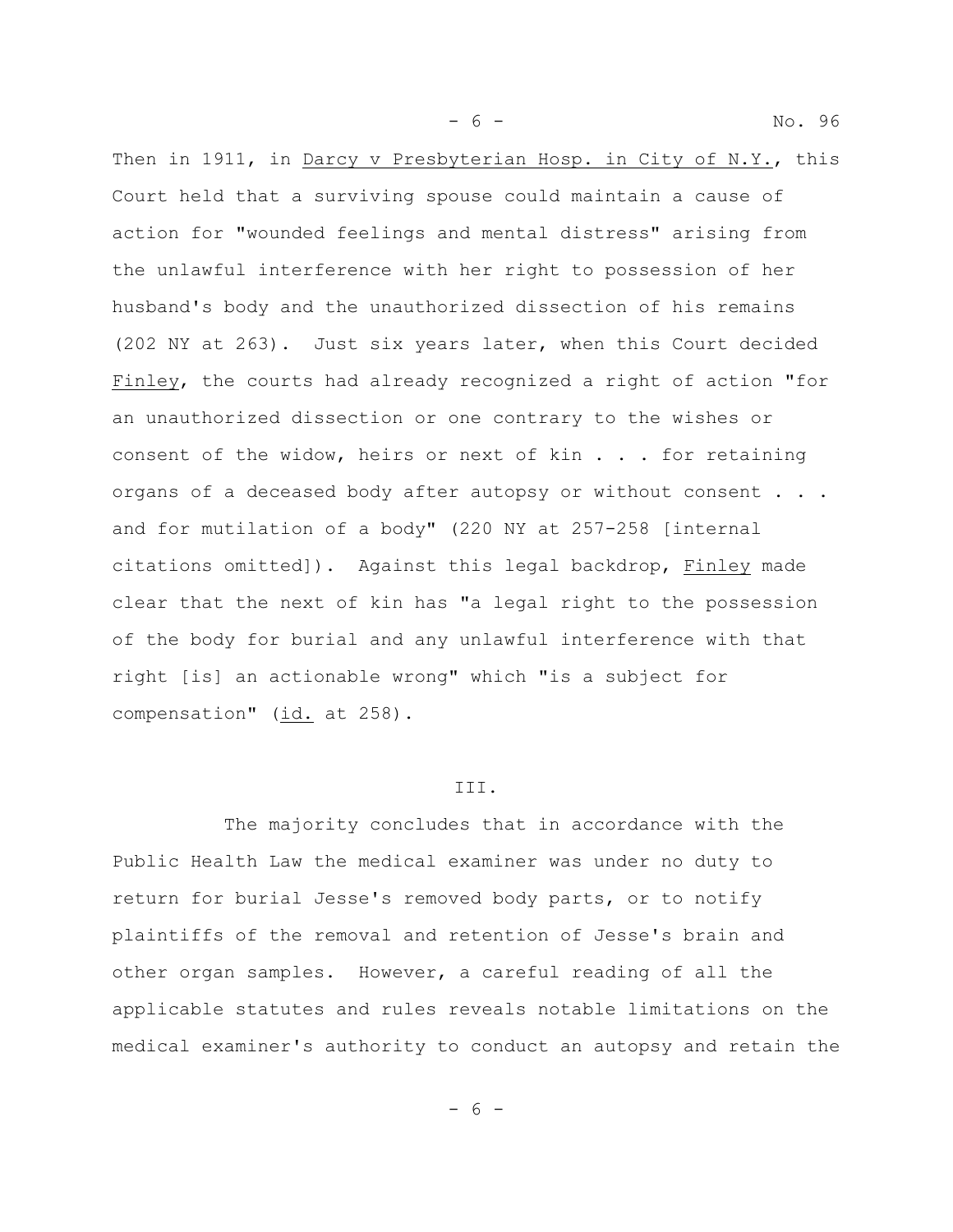Then in 1911, in <u>Darcy v Presbyterian Hosp. in City of N.Y.</u>, this Court held that a surviving spouse could maintain a cause of action for "wounded feelings and mental distress" arising from the unlawful interference with her right to possession of her husband's body and the unauthorized dissection of his remains (202 NY at 263). Just six years later, when this Court decided <u>Finley</u>, the courts had already recognized a right of action "for an unauthorized dissection or one contrary to the wishes or consent of the widow, heirs or next of kin . . . for retaining organs of a deceased body after autopsy or without consent . . . and for mutilation of a body" (220 NY at 257-258 [internal citations omitted]). Against this legal backdrop, <u>Finley</u> made clear that the next of kin has "a legal right to the possession of the body for burial and any unlawful interference with that right [is] an actionable wrong" which "is a subject for compensation" (<u>id.</u> at 258).

## III.

The majority concludes that in accordance with the Public Health Law the medical examiner was under no duty to return for burial Jesse's removed body parts, or to notify plaintiffs of the removal and retention of Jesse's brain and other organ samples. However, a careful reading of all the applicable statutes and rules reveals notable limitations on the medical examiner's authority to conduct an autopsy and retain the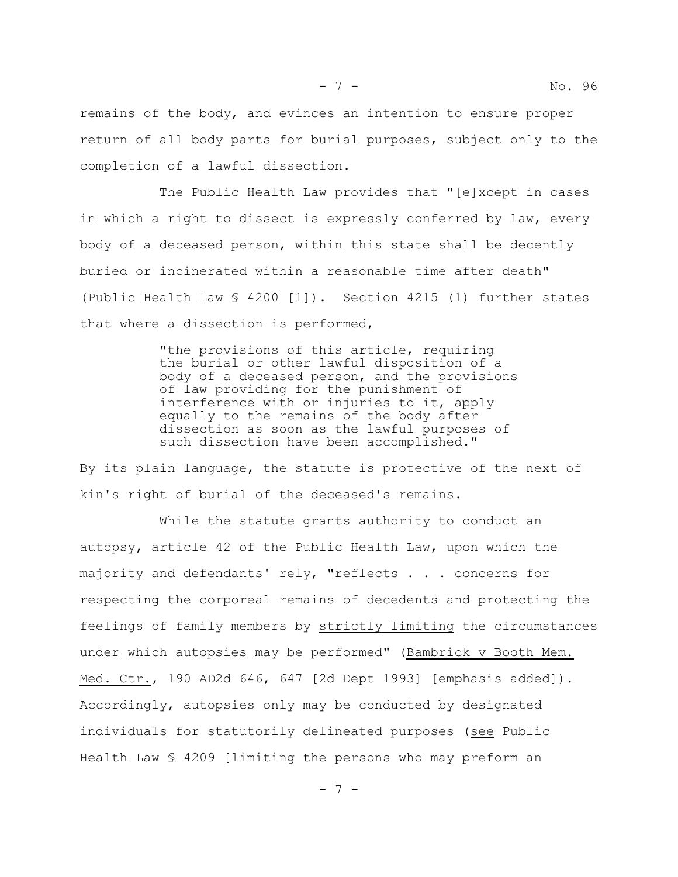remains of the body, and evinces an intention to ensure proper return of all body parts for burial purposes, subject only to the completion of a lawful dissection.

The Public Health Law provides that "[e]xcept in cases in which a right to dissect is expressly conferred by law, every body of a deceased person, within this state shall be decently buried or incinerated within a reasonable time after death" (Public Health Law § 4200 [1]). Section 4215 (1) further states that where a dissection is performed,

> "the provisions of this article, requiring the burial or other lawful disposition of a body of a deceased person, and the provisions of law providing for the punishment of interference with or injuries to it, apply equally to the remains of the body after dissection as soon as the lawful purposes of such dissection have been accomplished."

By its plain language, the statute is protective of the next of kin's right of burial of the deceased's remains.

While the statute grants authority to conduct an autopsy, article 42 of the Public Health Law, upon which the majority and defendants' rely, "reflects . . . concerns for respecting the corporeal remains of decedents and protecting the feelings of family members by <u>strictly limiting</u> the circumstances under which autopsies may be performed" (<u>Bambrick v Booth Mem. Med. Ctr.</u>, 190 AD2d 646, 647 [2d Dept 1993] [emphasis added]). Accordingly, autopsies only may be conducted by designated individuals for statutorily delineated purposes (<u>see</u> Public Health Law § 4209 [limiting the persons who may preform an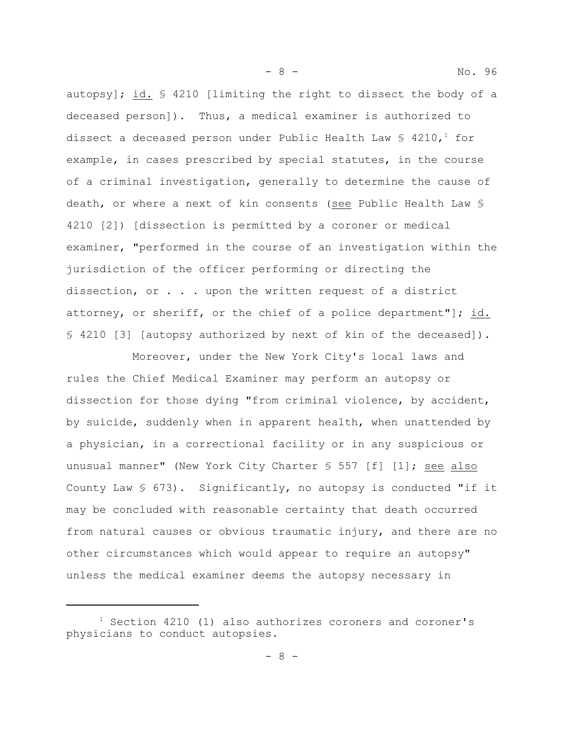autopsy]; id. § 4210 [limiting the right to dissect the body of a deceased person]). Thus, a medical examiner is authorized to dissect a deceased person under Public Health Law § 4210,[1] for example, in cases prescribed by special statutes, in the course of a criminal investigation, generally to determine the cause of death, or where a next of kin consents (see Public Health Law § 4210 [2]) [dissection is permitted by a coroner or medical examiner, "performed in the course of an investigation within the jurisdiction of the officer performing or directing the dissection, or . . . upon the written request of a district attorney, or sheriff, or the chief of a police department"]; id. § 4210 [3] [autopsy authorized by next of kin of the deceased]).

Moreover, under the New York City's local laws and rules the Chief Medical Examiner may perform an autopsy or dissection for those dying "from criminal violence, by accident, by suicide, suddenly when in apparent health, when unattended by a physician, in a correctional facility or in any suspicious or unusual manner" (New York City Charter § 557 [f] [1]; see also County Law § 673). Significantly, no autopsy is conducted "if it may be concluded with reasonable certainty that death occurred from natural causes or obvious traumatic injury, and there are no other circumstances which would appear to require an autopsy" unless the medical examiner deems the autopsy necessary in

---

[1] Section 4210 (1) also authorizes coroners and coroner's physicians to conduct autopsies.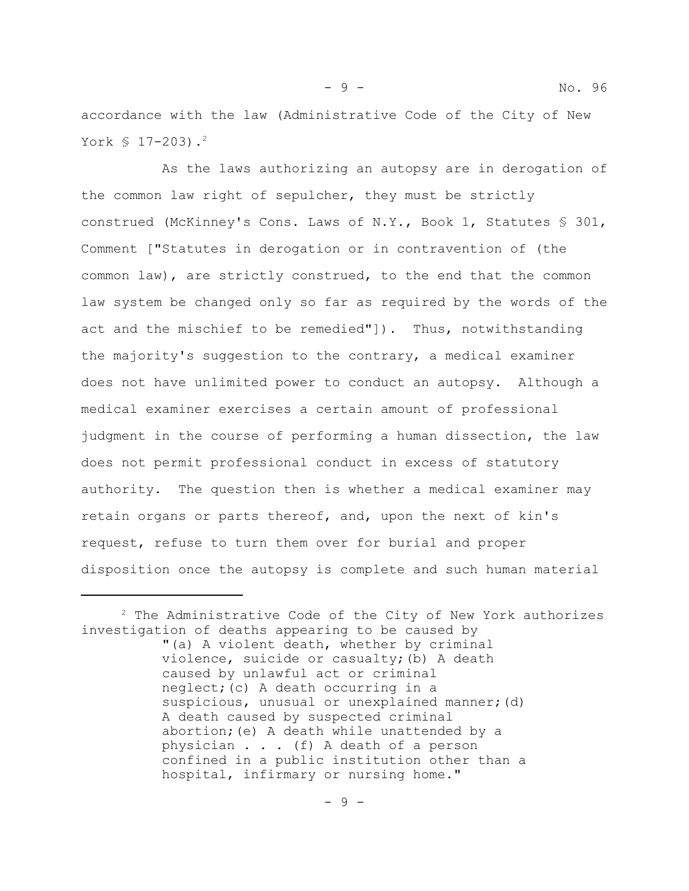accordance with the law (Administrative Code of the City of New York § 17-203).[2]

As the laws authorizing an autopsy are in derogation of the common law right of sepulcher, they must be strictly construed (McKinney's Cons. Laws of N.Y., Book 1, Statutes § 301, Comment ["Statutes in derogation or in contravention of (the common law), are strictly construed, to the end that the common law system be changed only so far as required by the words of the act and the mischief to be remedied"]). Thus, notwithstanding the majority's suggestion to the contrary, a medical examiner does not have unlimited power to conduct an autopsy. Although a medical examiner exercises a certain amount of professional judgment in the course of performing a human dissection, the law does not permit professional conduct in excess of statutory authority. The question then is whether a medical examiner may retain organs or parts thereof, and, upon the next of kin's request, refuse to turn them over for burial and proper disposition once the autopsy is complete and such human material

---

[2] The Administrative Code of the City of New York authorizes investigation of deaths appearing to be caused by

> "(a) A violent death, whether by criminal violence, suicide or casualty;(b) A death caused by unlawful act or criminal neglect;(c) A death occurring in a suspicious, unusual or unexplained manner;(d) A death caused by suspected criminal abortion;(e) A death while unattended by a physician . . . (f) A death of a person confined in a public institution other than a hospital, infirmary or nursing home."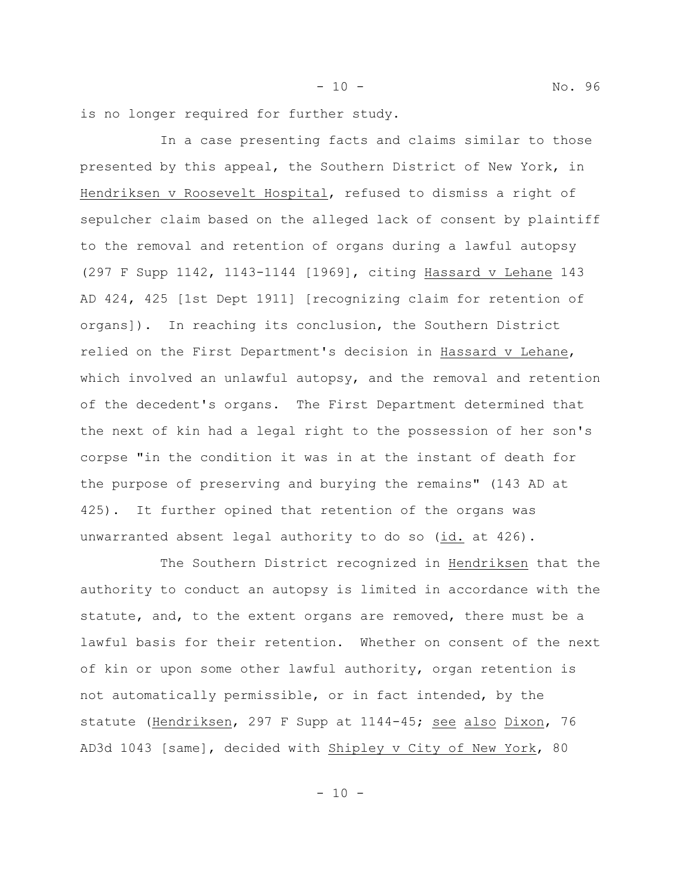is no longer required for further study.

In a case presenting facts and claims similar to those presented by this appeal, the Southern District of New York, in Hendriksen v Roosevelt Hospital, refused to dismiss a right of sepulcher claim based on the alleged lack of consent by plaintiff to the removal and retention of organs during a lawful autopsy (297 F Supp 1142, 1143-1144 [1969], citing Hassard v Lehane 143 AD 424, 425 [1st Dept 1911] [recognizing claim for retention of organs]). In reaching its conclusion, the Southern District relied on the First Department's decision in Hassard v Lehane, which involved an unlawful autopsy, and the removal and retention of the decedent's organs. The First Department determined that the next of kin had a legal right to the possession of her son's corpse "in the condition it was in at the instant of death for the purpose of preserving and burying the remains" (143 AD at 425). It further opined that retention of the organs was unwarranted absent legal authority to do so (id. at 426).

The Southern District recognized in Hendriksen that the authority to conduct an autopsy is limited in accordance with the statute, and, to the extent organs are removed, there must be a lawful basis for their retention. Whether on consent of the next of kin or upon some other lawful authority, organ retention is not automatically permissible, or in fact intended, by the statute (Hendriksen, 297 F Supp at 1144-45; see also Dixon, 76 AD3d 1043 [same], decided with Shipley v City of New York, 80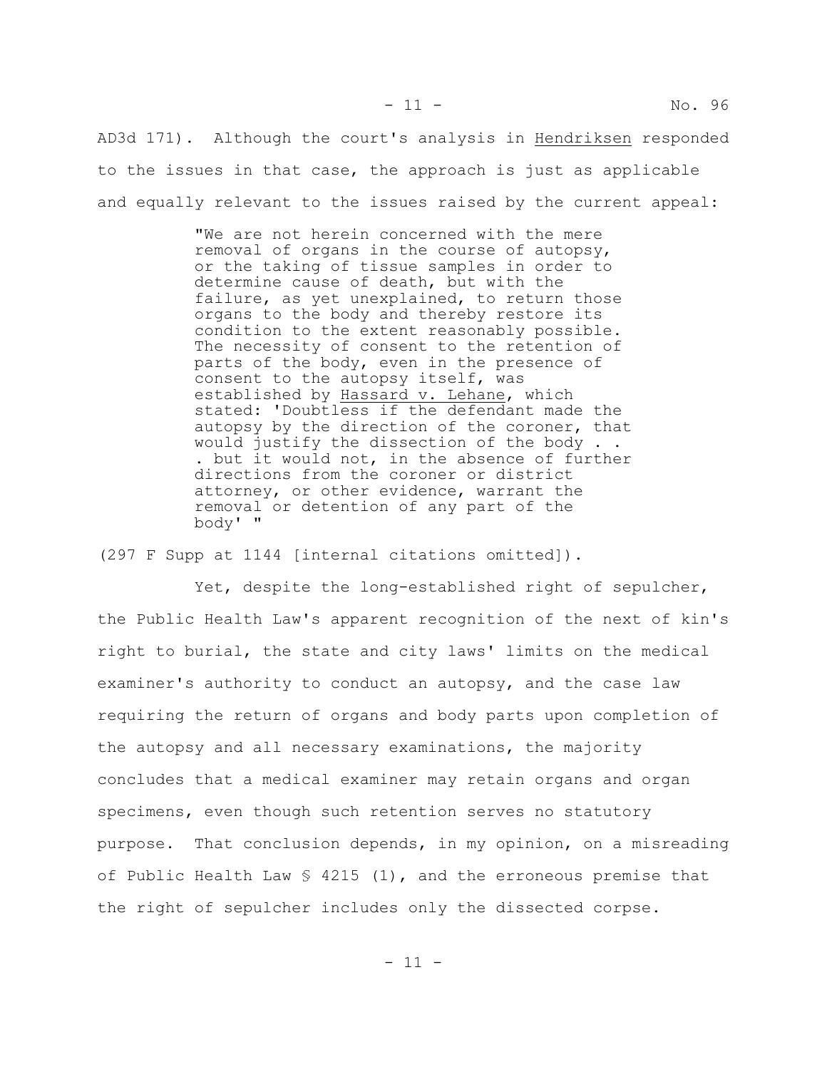AD3d 171). Although the court's analysis in Hendriksen responded to the issues in that case, the approach is just as applicable and equally relevant to the issues raised by the current appeal:

> "We are not herein concerned with the mere removal of organs in the course of autopsy, or the taking of tissue samples in order to determine cause of death, but with the failure, as yet unexplained, to return those organs to the body and thereby restore its condition to the extent reasonably possible. The necessity of consent to the retention of parts of the body, even in the presence of consent to the autopsy itself, was established by Hassard v. Lehane, which stated: 'Doubtless if the defendant made the autopsy by the direction of the coroner, that would justify the dissection of the body . . . but it would not, in the absence of further directions from the coroner or district attorney, or other evidence, warrant the removal or detention of any part of the body' "

(297 F Supp at 1144 [internal citations omitted]).

Yet, despite the long-established right of sepulcher, the Public Health Law's apparent recognition of the next of kin's right to burial, the state and city laws' limits on the medical examiner's authority to conduct an autopsy, and the case law requiring the return of organs and body parts upon completion of the autopsy and all necessary examinations, the majority concludes that a medical examiner may retain organs and organ specimens, even though such retention serves no statutory purpose. That conclusion depends, in my opinion, on a misreading of Public Health Law § 4215 (1), and the erroneous premise that the right of sepulcher includes only the dissected corpse.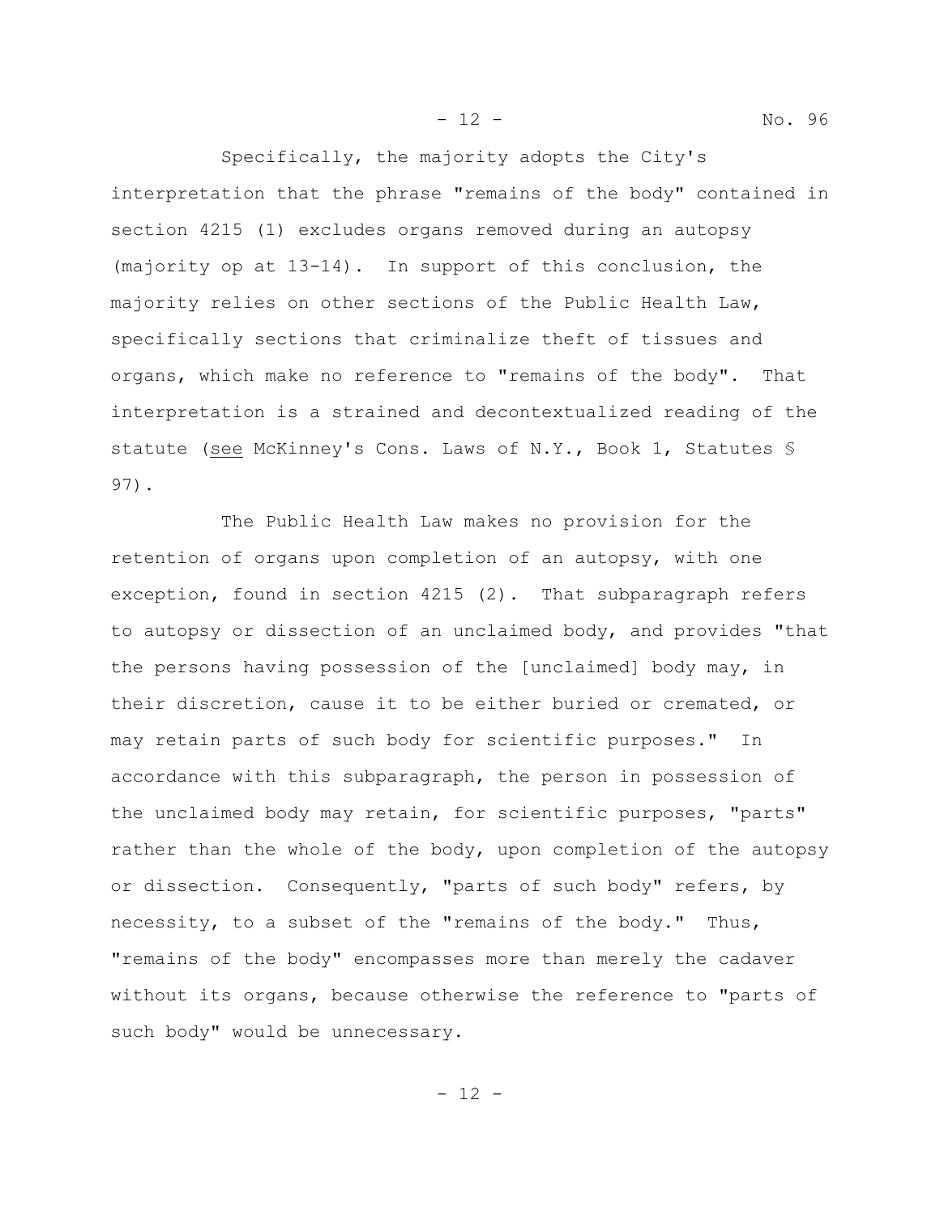Specifically, the majority adopts the City's interpretation that the phrase "remains of the body" contained in section 4215 (1) excludes organs removed during an autopsy (majority op at 13-14). In support of this conclusion, the majority relies on other sections of the Public Health Law, specifically sections that criminalize theft of tissues and organs, which make no reference to "remains of the body". That interpretation is a strained and decontextualized reading of the statute (see McKinney's Cons. Laws of N.Y., Book 1, Statutes § 97).

The Public Health Law makes no provision for the retention of organs upon completion of an autopsy, with one exception, found in section 4215 (2). That subparagraph refers to autopsy or dissection of an unclaimed body, and provides "that the persons having possession of the [unclaimed] body may, in their discretion, cause it to be either buried or cremated, or may retain parts of such body for scientific purposes." In accordance with this subparagraph, the person in possession of the unclaimed body may retain, for scientific purposes, "parts" rather than the whole of the body, upon completion of the autopsy or dissection. Consequently, "parts of such body" refers, by necessity, to a subset of the "remains of the body." Thus, "remains of the body" encompasses more than merely the cadaver without its organs, because otherwise the reference to "parts of such body" would be unnecessary.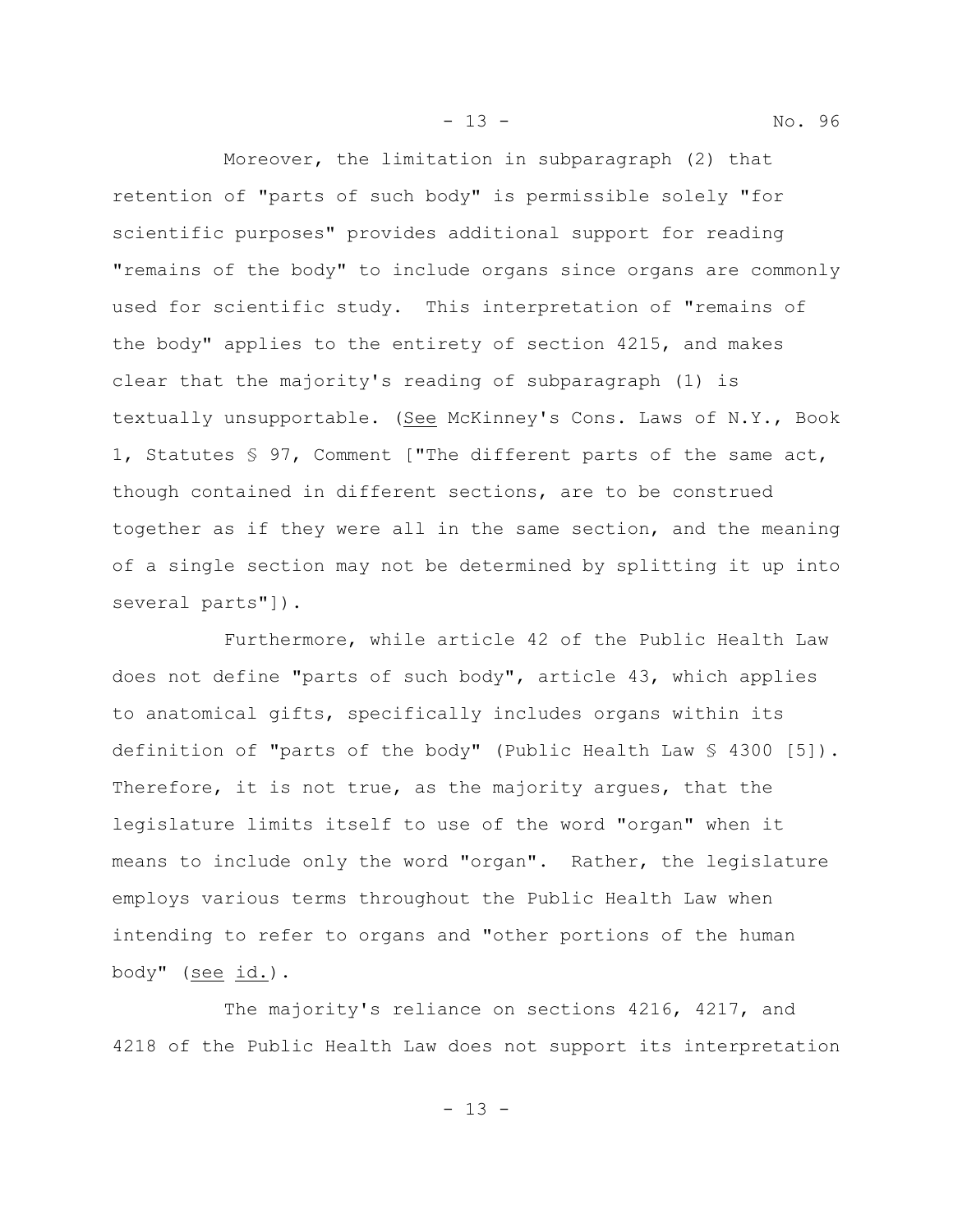Moreover, the limitation in subparagraph (2) that retention of "parts of such body" is permissible solely "for scientific purposes" provides additional support for reading "remains of the body" to include organs since organs are commonly used for scientific study. This interpretation of "remains of the body" applies to the entirety of section 4215, and makes clear that the majority's reading of subparagraph (1) is textually unsupportable. (<u>See</u> McKinney's Cons. Laws of N.Y., Book 1, Statutes § 97, Comment ["The different parts of the same act, though contained in different sections, are to be construed together as if they were all in the same section, and the meaning of a single section may not be determined by splitting it up into several parts"]).

Furthermore, while article 42 of the Public Health Law does not define "parts of such body", article 43, which applies to anatomical gifts, specifically includes organs within its definition of "parts of the body" (Public Health Law § 4300 [5]). Therefore, it is not true, as the majority argues, that the legislature limits itself to use of the word "organ" when it means to include only the word "organ". Rather, the legislature employs various terms throughout the Public Health Law when intending to refer to organs and "other portions of the human body" (<u>see</u> <u>id.</u>).

The majority's reliance on sections 4216, 4217, and 4218 of the Public Health Law does not support its interpretation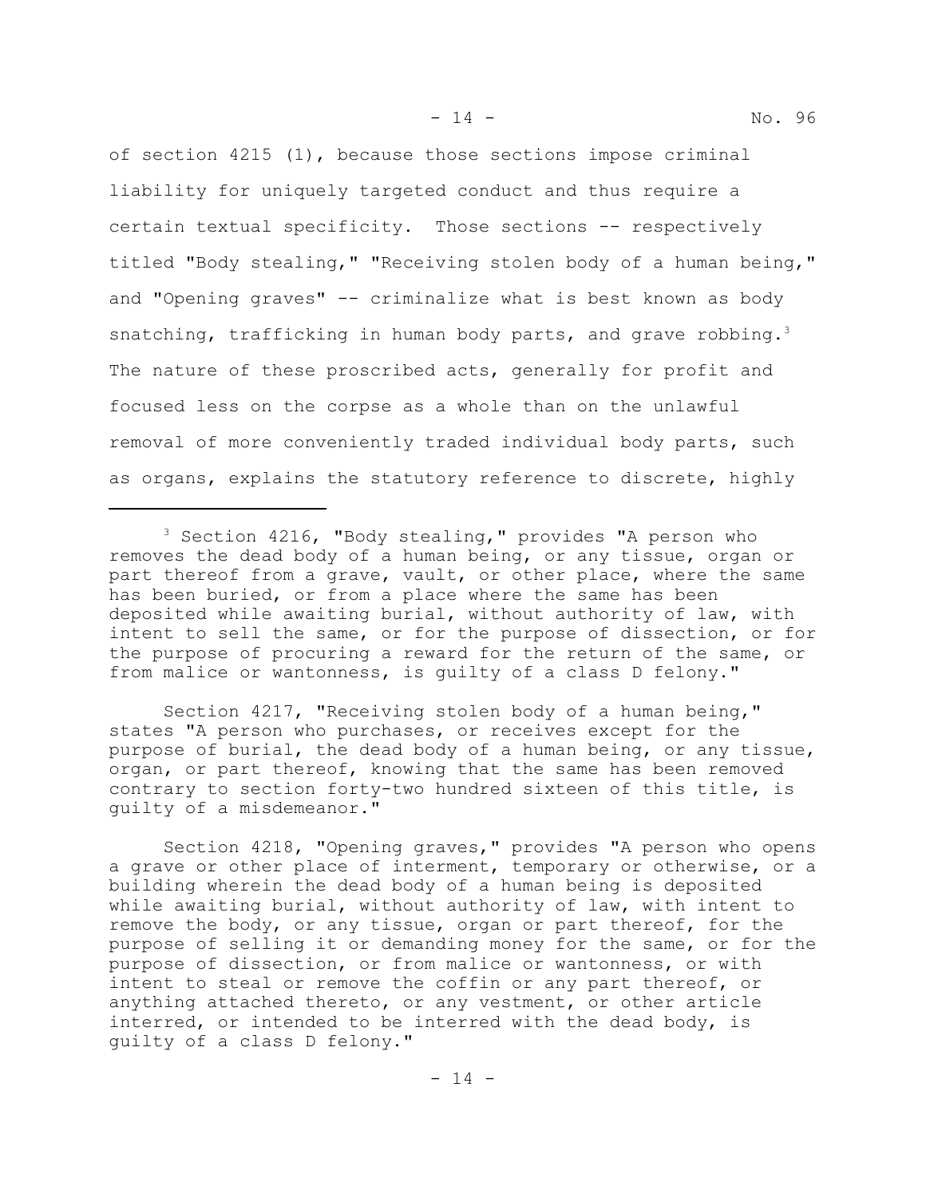of section 4215 (1), because those sections impose criminal liability for uniquely targeted conduct and thus require a certain textual specificity. Those sections -- respectively titled "Body stealing," "Receiving stolen body of a human being," and "Opening graves" -- criminalize what is best known as body snatching, trafficking in human body parts, and grave robbing.[3] The nature of these proscribed acts, generally for profit and focused less on the corpse as a whole than on the unlawful removal of more conveniently traded individual body parts, such as organs, explains the statutory reference to discrete, highly

---

[3] Section 4216, "Body stealing," provides "A person who removes the dead body of a human being, or any tissue, organ or part thereof from a grave, vault, or other place, where the same has been buried, or from a place where the same has been deposited while awaiting burial, without authority of law, with intent to sell the same, or for the purpose of dissection, or for the purpose of procuring a reward for the return of the same, or from malice or wantonness, is guilty of a class D felony."

Section 4217, "Receiving stolen body of a human being," states "A person who purchases, or receives except for the purpose of burial, the dead body of a human being, or any tissue, organ, or part thereof, knowing that the same has been removed contrary to section forty-two hundred sixteen of this title, is guilty of a misdemeanor."

Section 4218, "Opening graves," provides "A person who opens a grave or other place of interment, temporary or otherwise, or a building wherein the dead body of a human being is deposited while awaiting burial, without authority of law, with intent to remove the body, or any tissue, organ or part thereof, for the purpose of selling it or demanding money for the same, or for the purpose of dissection, or from malice or wantonness, or with intent to steal or remove the coffin or any part thereof, or anything attached thereto, or any vestment, or other article interred, or intended to be interred with the dead body, is guilty of a class D felony."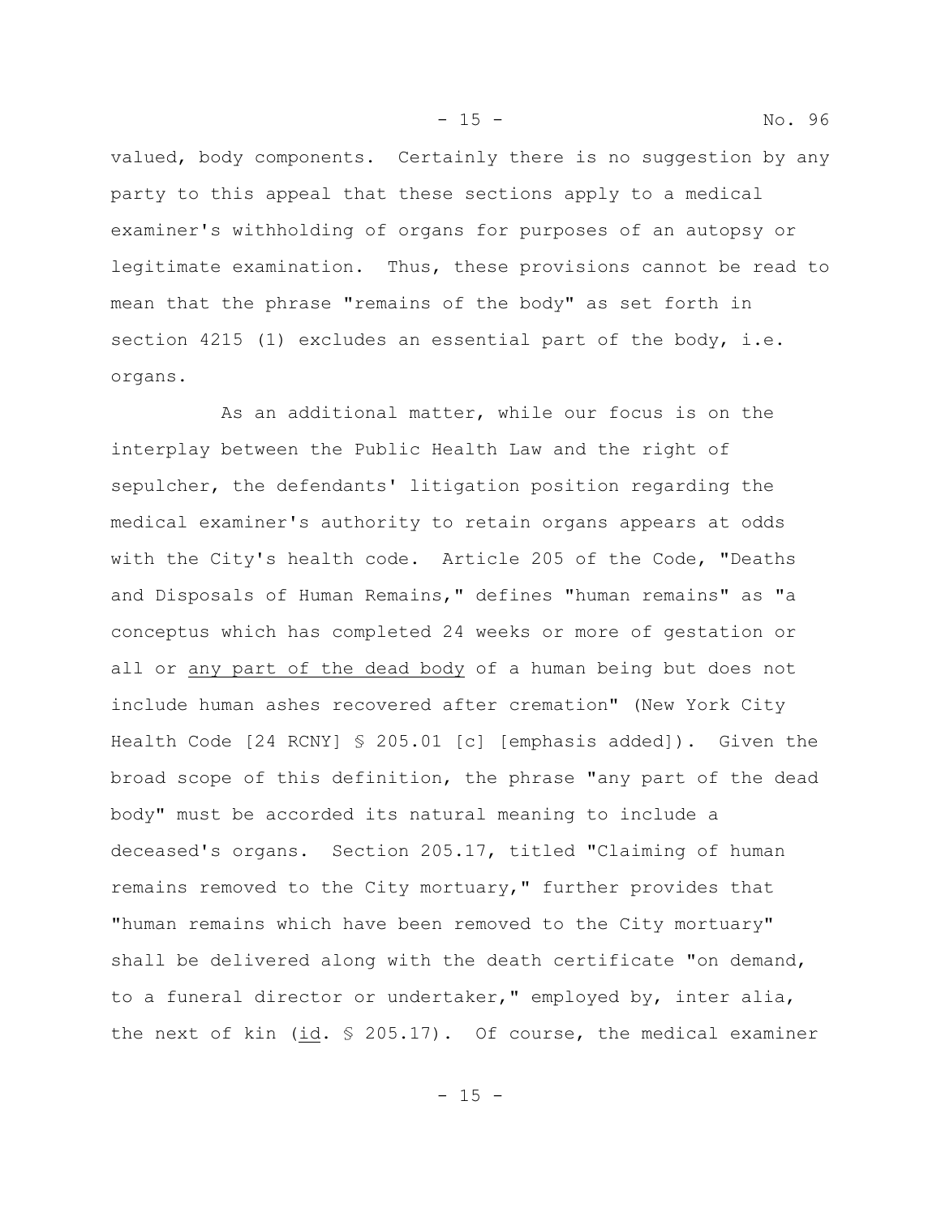valued, body components. Certainly there is no suggestion by any party to this appeal that these sections apply to a medical examiner's withholding of organs for purposes of an autopsy or legitimate examination. Thus, these provisions cannot be read to mean that the phrase "remains of the body" as set forth in section 4215 (1) excludes an essential part of the body, i.e. organs.

As an additional matter, while our focus is on the interplay between the Public Health Law and the right of sepulcher, the defendants' litigation position regarding the medical examiner's authority to retain organs appears at odds with the City's health code. Article 205 of the Code, "Deaths and Disposals of Human Remains," defines "human remains" as "a conceptus which has completed 24 weeks or more of gestation or all or <u>any part of the dead body</u> of a human being but does not include human ashes recovered after cremation" (New York City Health Code [24 RCNY] § 205.01 [c] [emphasis added]). Given the broad scope of this definition, the phrase "any part of the dead body" must be accorded its natural meaning to include a deceased's organs. Section 205.17, titled "Claiming of human remains removed to the City mortuary," further provides that "human remains which have been removed to the City mortuary" shall be delivered along with the death certificate "on demand, to a funeral director or undertaker," employed by, inter alia, the next of kin (<u>id</u>. § 205.17). Of course, the medical examiner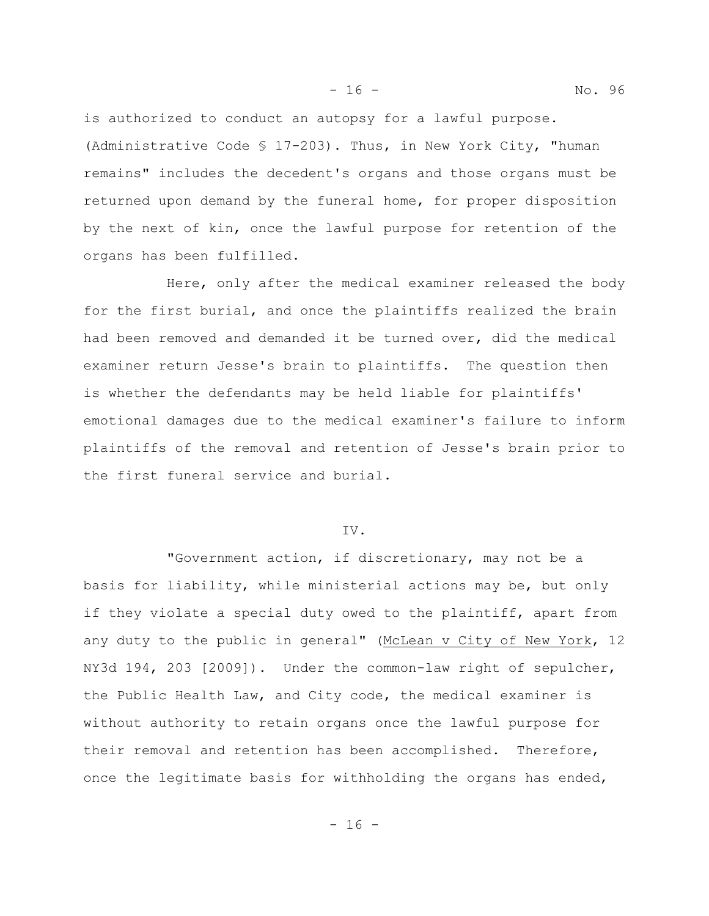is authorized to conduct an autopsy for a lawful purpose. (Administrative Code § 17-203). Thus, in New York City, "human remains" includes the decedent's organs and those organs must be returned upon demand by the funeral home, for proper disposition by the next of kin, once the lawful purpose for retention of the organs has been fulfilled.

Here, only after the medical examiner released the body for the first burial, and once the plaintiffs realized the brain had been removed and demanded it be turned over, did the medical examiner return Jesse's brain to plaintiffs. The question then is whether the defendants may be held liable for plaintiffs' emotional damages due to the medical examiner's failure to inform plaintiffs of the removal and retention of Jesse's brain prior to the first funeral service and burial.

IV.

"Government action, if discretionary, may not be a basis for liability, while ministerial actions may be, but only if they violate a special duty owed to the plaintiff, apart from any duty to the public in general" (McLean v City of New York, 12 NY3d 194, 203 [2009]). Under the common-law right of sepulcher, the Public Health Law, and City code, the medical examiner is without authority to retain organs once the lawful purpose for their removal and retention has been accomplished. Therefore, once the legitimate basis for withholding the organs has ended,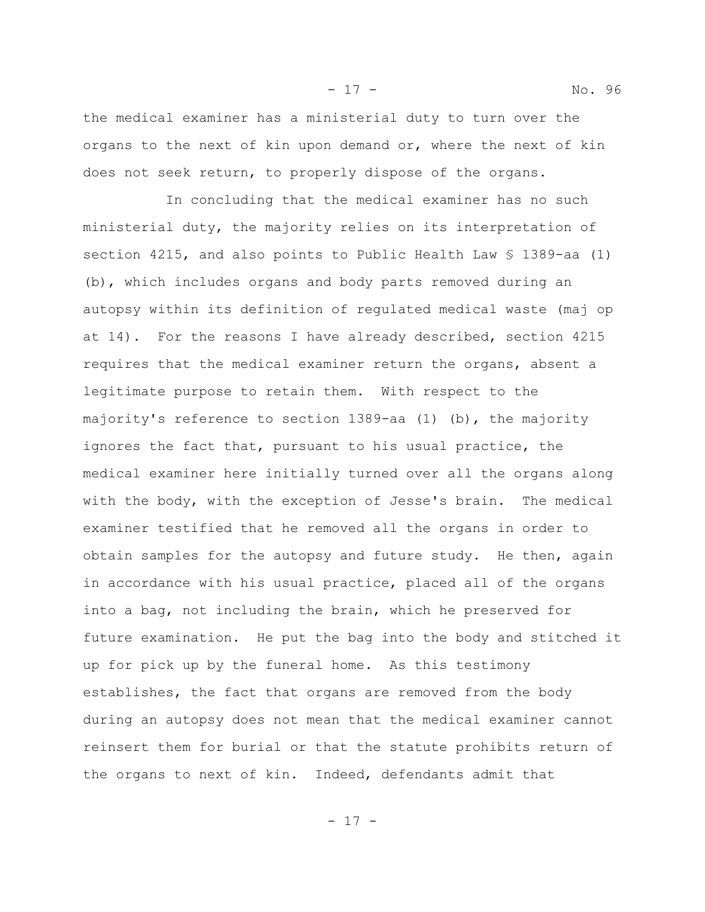the medical examiner has a ministerial duty to turn over the organs to the next of kin upon demand or, where the next of kin does not seek return, to properly dispose of the organs.

In concluding that the medical examiner has no such ministerial duty, the majority relies on its interpretation of section 4215, and also points to Public Health Law § 1389-aa (1) (b), which includes organs and body parts removed during an autopsy within its definition of regulated medical waste (maj op at 14). For the reasons I have already described, section 4215 requires that the medical examiner return the organs, absent a legitimate purpose to retain them. With respect to the majority's reference to section 1389-aa (1) (b), the majority ignores the fact that, pursuant to his usual practice, the medical examiner here initially turned over all the organs along with the body, with the exception of Jesse's brain. The medical examiner testified that he removed all the organs in order to obtain samples for the autopsy and future study. He then, again in accordance with his usual practice, placed all of the organs into a bag, not including the brain, which he preserved for future examination. He put the bag into the body and stitched it up for pick up by the funeral home. As this testimony establishes, the fact that organs are removed from the body during an autopsy does not mean that the medical examiner cannot reinsert them for burial or that the statute prohibits return of the organs to next of kin. Indeed, defendants admit that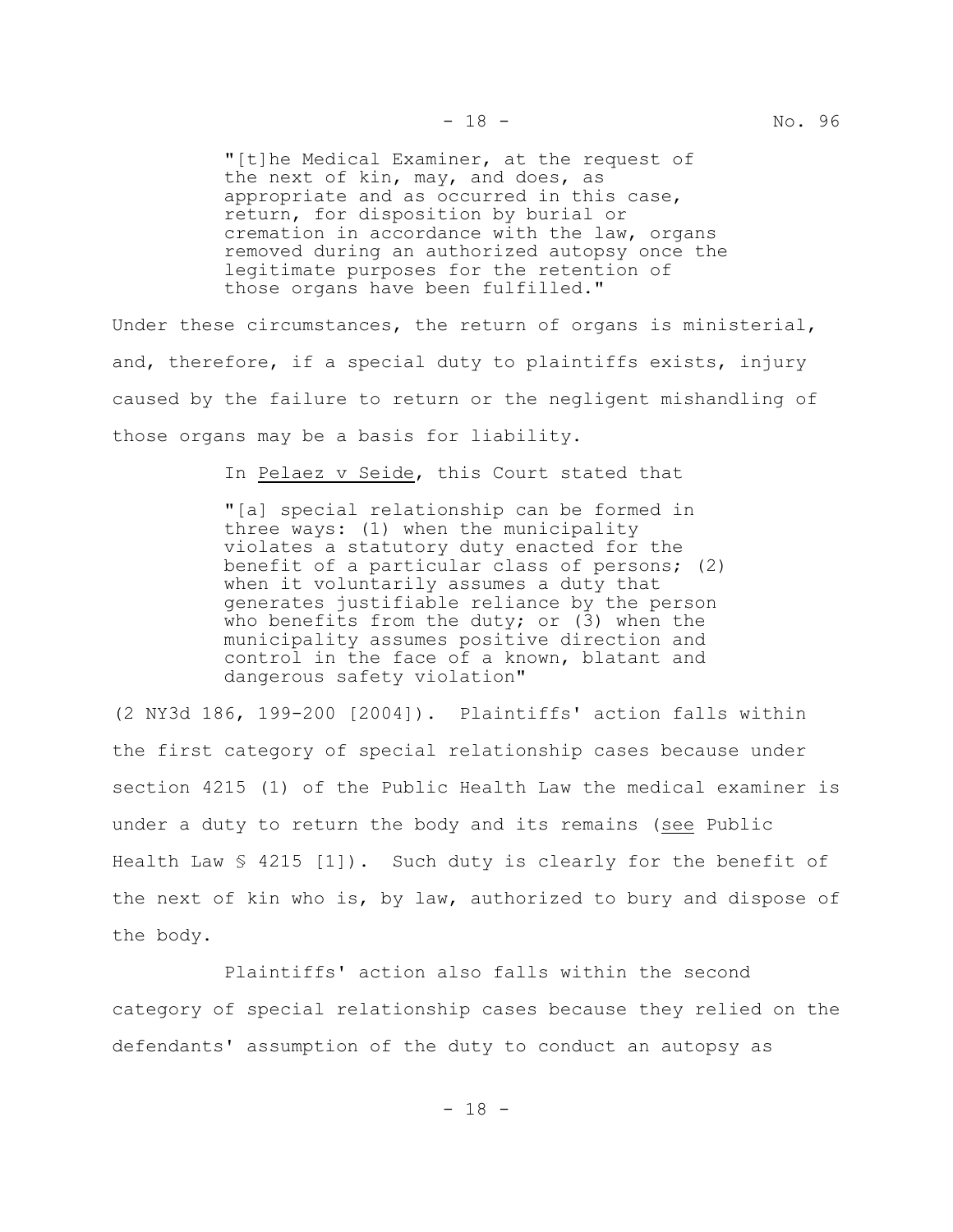> "[t]he Medical Examiner, at the request of the next of kin, may, and does, as appropriate and as occurred in this case, return, for disposition by burial or cremation in accordance with the law, organs removed during an authorized autopsy once the legitimate purposes for the retention of those organs have been fulfilled."

Under these circumstances, the return of organs is ministerial, and, therefore, if a special duty to plaintiffs exists, injury caused by the failure to return or the negligent mishandling of those organs may be a basis for liability.

In Pelaez v Seide, this Court stated that

> "[a] special relationship can be formed in three ways: (1) when the municipality violates a statutory duty enacted for the benefit of a particular class of persons; (2) when it voluntarily assumes a duty that generates justifiable reliance by the person who benefits from the duty; or (3) when the municipality assumes positive direction and control in the face of a known, blatant and dangerous safety violation"

(2 NY3d 186, 199-200 [2004]). Plaintiffs' action falls within the first category of special relationship cases because under section 4215 (1) of the Public Health Law the medical examiner is under a duty to return the body and its remains (see Public Health Law § 4215 [1]). Such duty is clearly for the benefit of the next of kin who is, by law, authorized to bury and dispose of the body.

Plaintiffs' action also falls within the second category of special relationship cases because they relied on the defendants' assumption of the duty to conduct an autopsy as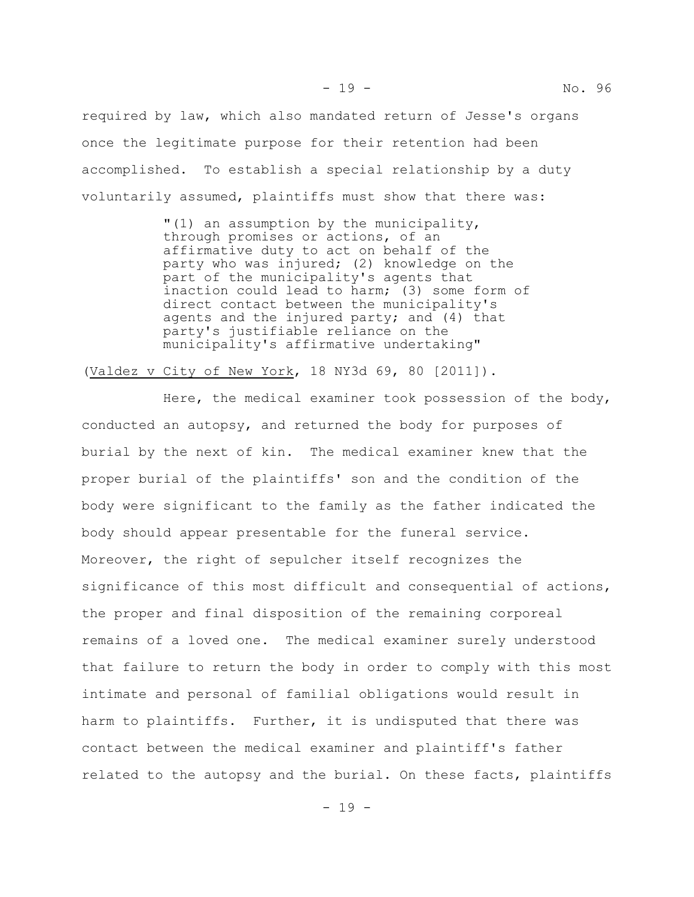required by law, which also mandated return of Jesse's organs once the legitimate purpose for their retention had been accomplished. To establish a special relationship by a duty voluntarily assumed, plaintiffs must show that there was:

> "(1) an assumption by the municipality, through promises or actions, of an affirmative duty to act on behalf of the party who was injured; (2) knowledge on the part of the municipality's agents that inaction could lead to harm; (3) some form of direct contact between the municipality's agents and the injured party; and (4) that party's justifiable reliance on the municipality's affirmative undertaking"

(Valdez v City of New York, 18 NY3d 69, 80 [2011]).

Here, the medical examiner took possession of the body, conducted an autopsy, and returned the body for purposes of burial by the next of kin. The medical examiner knew that the proper burial of the plaintiffs' son and the condition of the body were significant to the family as the father indicated the body should appear presentable for the funeral service. Moreover, the right of sepulcher itself recognizes the significance of this most difficult and consequential of actions, the proper and final disposition of the remaining corporeal remains of a loved one. The medical examiner surely understood that failure to return the body in order to comply with this most intimate and personal of familial obligations would result in harm to plaintiffs. Further, it is undisputed that there was contact between the medical examiner and plaintiff's father related to the autopsy and the burial. On these facts, plaintiffs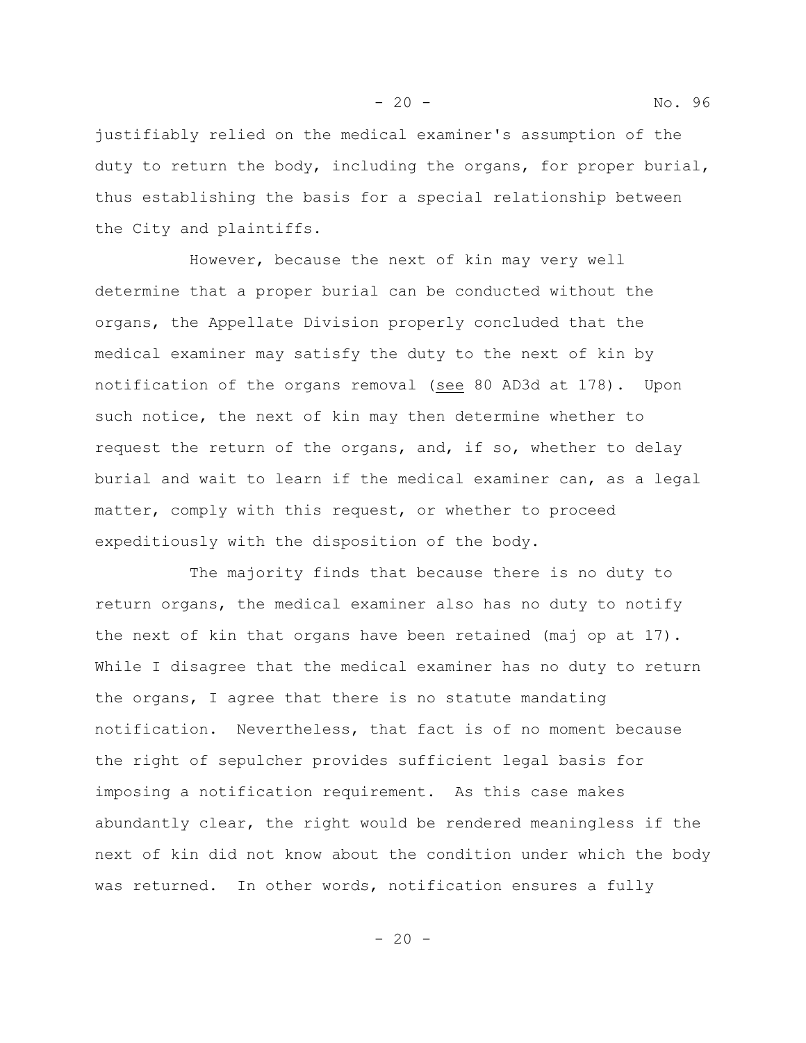justifiably relied on the medical examiner's assumption of the duty to return the body, including the organs, for proper burial, thus establishing the basis for a special relationship between the City and plaintiffs.

However, because the next of kin may very well determine that a proper burial can be conducted without the organs, the Appellate Division properly concluded that the medical examiner may satisfy the duty to the next of kin by notification of the organs removal (see 80 AD3d at 178). Upon such notice, the next of kin may then determine whether to request the return of the organs, and, if so, whether to delay burial and wait to learn if the medical examiner can, as a legal matter, comply with this request, or whether to proceed expeditiously with the disposition of the body.

The majority finds that because there is no duty to return organs, the medical examiner also has no duty to notify the next of kin that organs have been retained (maj op at 17). While I disagree that the medical examiner has no duty to return the organs, I agree that there is no statute mandating notification. Nevertheless, that fact is of no moment because the right of sepulcher provides sufficient legal basis for imposing a notification requirement. As this case makes abundantly clear, the right would be rendered meaningless if the next of kin did not know about the condition under which the body was returned. In other words, notification ensures a fully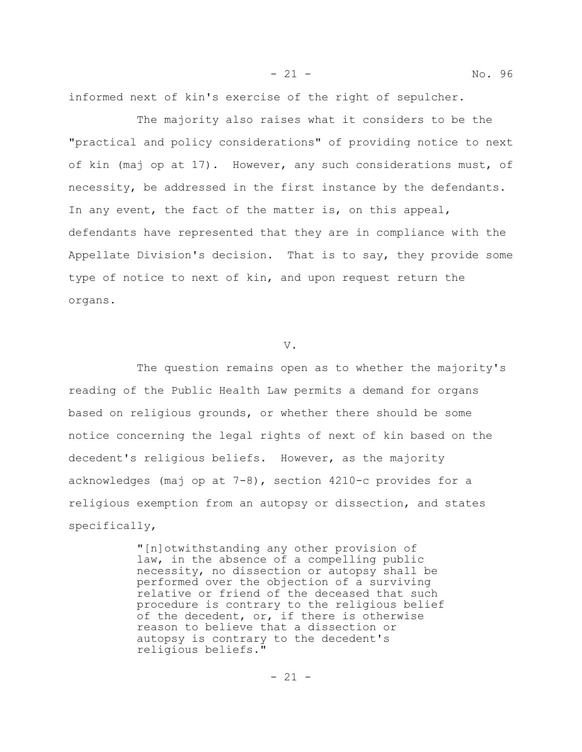informed next of kin's exercise of the right of sepulcher.

The majority also raises what it considers to be the "practical and policy considerations" of providing notice to next of kin (maj op at 17). However, any such considerations must, of necessity, be addressed in the first instance by the defendants. In any event, the fact of the matter is, on this appeal, defendants have represented that they are in compliance with the Appellate Division's decision. That is to say, they provide some type of notice to next of kin, and upon request return the organs.

## V.

The question remains open as to whether the majority's reading of the Public Health Law permits a demand for organs based on religious grounds, or whether there should be some notice concerning the legal rights of next of kin based on the decedent's religious beliefs. However, as the majority acknowledges (maj op at 7-8), section 4210-c provides for a religious exemption from an autopsy or dissection, and states specifically,

> "[n]otwithstanding any other provision of law, in the absence of a compelling public necessity, no dissection or autopsy shall be performed over the objection of a surviving relative or friend of the deceased that such procedure is contrary to the religious belief of the decedent, or, if there is otherwise reason to believe that a dissection or autopsy is contrary to the decedent's religious beliefs."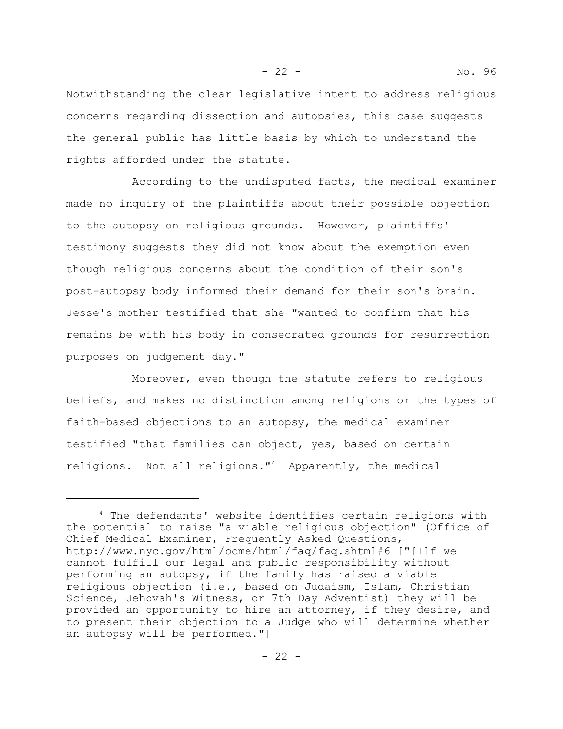Notwithstanding the clear legislative intent to address religious concerns regarding dissection and autopsies, this case suggests the general public has little basis by which to understand the rights afforded under the statute.

According to the undisputed facts, the medical examiner made no inquiry of the plaintiffs about their possible objection to the autopsy on religious grounds. However, plaintiffs' testimony suggests they did not know about the exemption even though religious concerns about the condition of their son's post-autopsy body informed their demand for their son's brain. Jesse's mother testified that she "wanted to confirm that his remains be with his body in consecrated grounds for resurrection purposes on judgement day."

Moreover, even though the statute refers to religious beliefs, and makes no distinction among religions or the types of faith-based objections to an autopsy, the medical examiner testified "that families can object, yes, based on certain religions. Not all religions."[4] Apparently, the medical

---

[4] The defendants' website identifies certain religions with the potential to raise "a viable religious objection" (Office of Chief Medical Examiner, Frequently Asked Questions, http://www.nyc.gov/html/ocme/html/faq/faq.shtml#6 ["[I]f we cannot fulfill our legal and public responsibility without performing an autopsy, if the family has raised a viable religious objection (i.e., based on Judaism, Islam, Christian Science, Jehovah's Witness, or 7th Day Adventist) they will be provided an opportunity to hire an attorney, if they desire, and to present their objection to a Judge who will determine whether an autopsy will be performed."]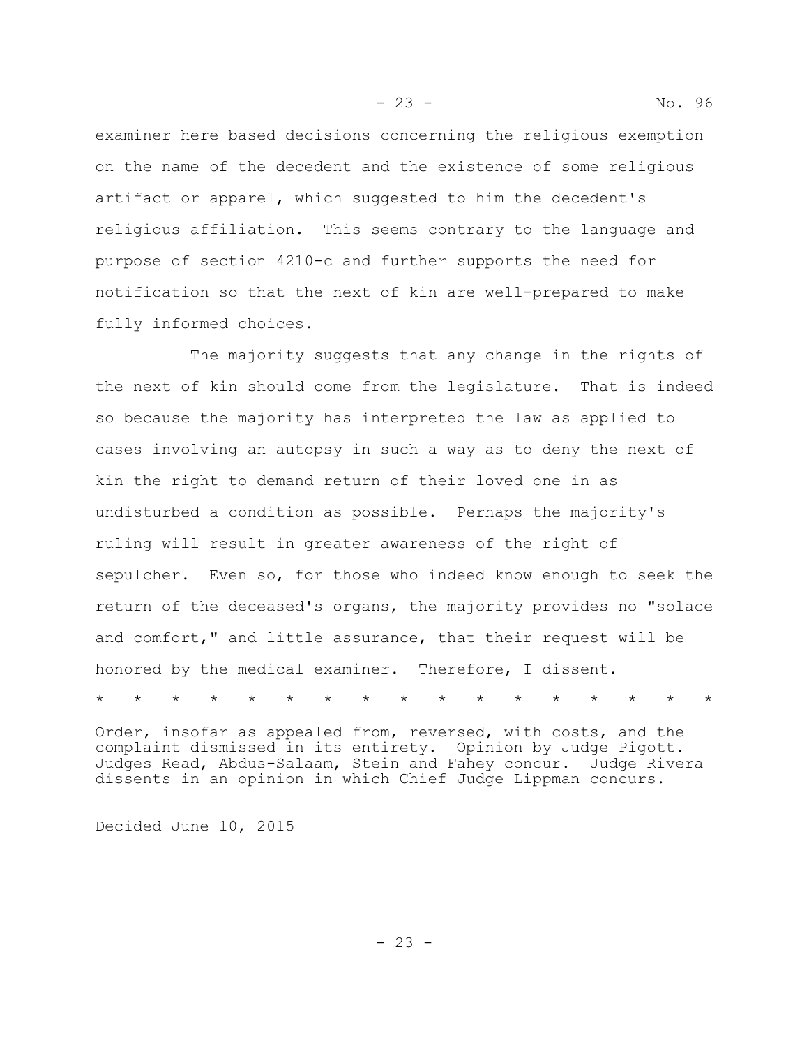examiner here based decisions concerning the religious exemption on the name of the decedent and the existence of some religious artifact or apparel, which suggested to him the decedent's religious affiliation. This seems contrary to the language and purpose of section 4210-c and further supports the need for notification so that the next of kin are well-prepared to make fully informed choices.

The majority suggests that any change in the rights of the next of kin should come from the legislature. That is indeed so because the majority has interpreted the law as applied to cases involving an autopsy in such a way as to deny the next of kin the right to demand return of their loved one in as undisturbed a condition as possible. Perhaps the majority's ruling will result in greater awareness of the right of sepulcher. Even so, for those who indeed know enough to seek the return of the deceased's organs, the majority provides no "solace and comfort," and little assurance, that their request will be honored by the medical examiner. Therefore, I dissent.

\* \* \* \* \* \* \* \* \* \* \* \* \* \* \* \* \*

Order, insofar as appealed from, reversed, with costs, and the complaint dismissed in its entirety. Opinion by Judge Pigott. Judges Read, Abdus-Salaam, Stein and Fahey concur. Judge Rivera dissents in an opinion in which Chief Judge Lippman concurs.

Decided June 10, 2015